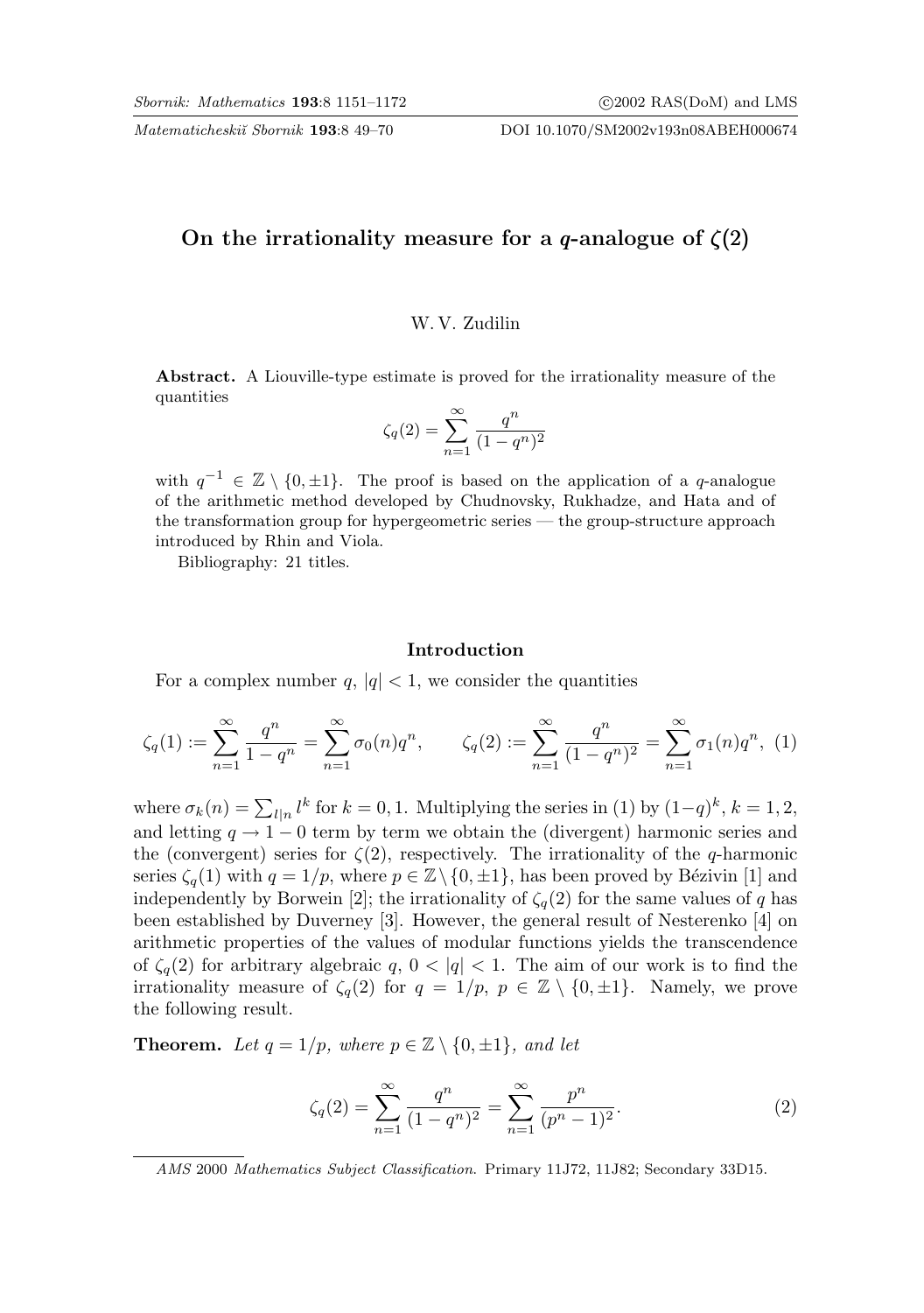# On the irrationality measure for a $q$-analogue of $\zeta(2)$

W. V. Zudilin

**Abstract.** A Liouville-type estimate is proved for the irrationality measure of the quantities

$$\zeta_q(2)=\sum_{n=1}^{\infty}\frac{q^n}{(1-q^n)^2}$$

with $q^{-1}\in\mathbb{Z}\setminus\{0,\pm1\}$. The proof is based on the application of a $q$-analogue of the arithmetic method developed by Chudnovsky, Rukhadze, and Hata and of the transformation group for hypergeometric series — the group-structure approach introduced by Rhin and Viola.

Bibliography: 21 titles.

## Introduction

For a complex number $q$, $|q|<1$, we consider the quantities

$$\zeta_q(1):=\sum_{n=1}^{\infty}\frac{q^n}{1-q^n}=\sum_{n=1}^{\infty}\sigma_0(n)q^n,\qquad \zeta_q(2):=\sum_{n=1}^{\infty}\frac{q^n}{(1-q^n)^2}=\sum_{n=1}^{\infty}\sigma_1(n)q^n,\quad (1)$$

where $\sigma_k(n)=\sum_{l\mid n}l^k$ for $k=0,1$. Multiplying the series in (1) by $(1-q)^k$, $k=1,2$, and letting $q\to1-0$ term by term we obtain the (divergent) harmonic series and the (convergent) series for $\zeta(2)$, respectively. The irrationality of the $q$-harmonic series $\zeta_q(1)$ with $q=1/p$, where $p\in\mathbb{Z}\setminus\{0,\pm1\}$, has been proved by Bézivin [1] and independently by Borwein [2]; the irrationality of $\zeta_q(2)$ for the same values of $q$ has been established by Duverney [3]. However, the general result of Nesterenko [4] on arithmetic properties of the values of modular functions yields the transcendence of $\zeta_q(2)$ for arbitrary algebraic $q$, $0<|q|<1$. The aim of our work is to find the irrationality measure of $\zeta_q(2)$ for $q=1/p$, $p\in\mathbb{Z}\setminus\{0,\pm1\}$. Namely, we prove the following result.

**Theorem.** *Let $q=1/p$, where $p\in\mathbb{Z}\setminus\{0,\pm1\}$, and let*

$$\zeta_q(2)=\sum_{n=1}^{\infty}\frac{q^n}{(1-q^n)^2}=\sum_{n=1}^{\infty}\frac{p^n}{(p^n-1)^2}.\qquad (2)$$

*AMS* 2000 *Mathematics Subject Classification.* Primary 11J72, 11J82; Secondary 33D15.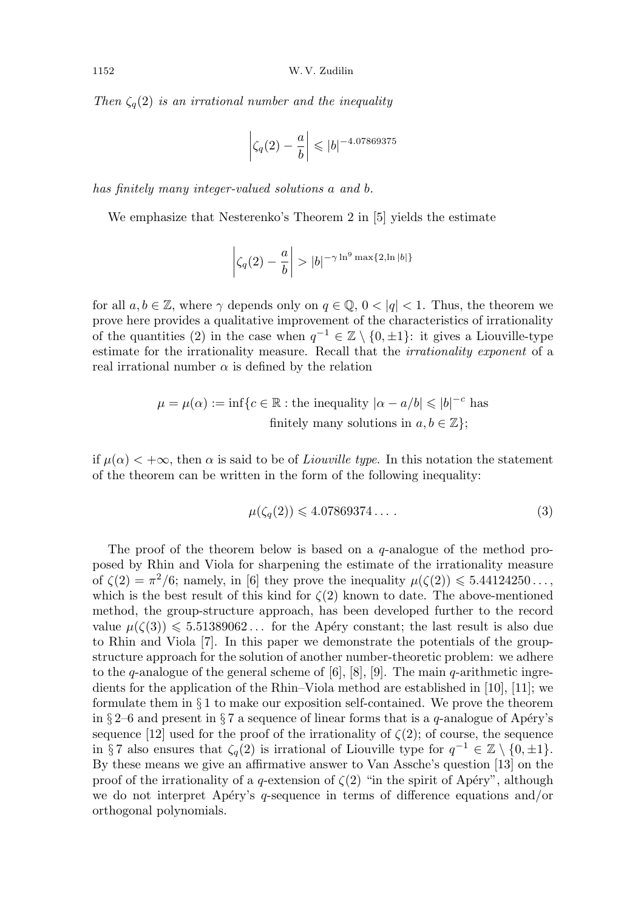*Then $\zeta_q(2)$ is an irrational number and the inequality*

$$\left|\zeta_q(2) - \frac{a}{b}\right| \leqslant |b|^{-4.07869375}$$

*has finitely many integer-valued solutions $a$ and $b$.*

We emphasize that Nesterenko's Theorem 2 in [5] yields the estimate

$$\left|\zeta_q(2) - \frac{a}{b}\right| > |b|^{-\gamma \ln^9 \max\{2, \ln|b|\}}$$

for all $a, b \in \mathbb{Z}$, where $\gamma$ depends only on $q \in \mathbb{Q}$, $0 < |q| < 1$. Thus, the theorem we prove here provides a qualitative improvement of the characteristics of irrationality of the quantities (2) in the case when $q^{-1} \in \mathbb{Z} \setminus \{0, \pm 1\}$: it gives a Liouville-type estimate for the irrationality measure. Recall that the *irrationality exponent* of a real irrational number $\alpha$ is defined by the relation

$$\mu = \mu(\alpha) := \inf\{c \in \mathbb{R} : \text{the inequality } |\alpha - a/b| \leqslant |b|^{-c} \text{ has finitely many solutions in } a, b \in \mathbb{Z}\};$$

if $\mu(\alpha) < +\infty$, then $\alpha$ is said to be of *Liouville type*. In this notation the statement of the theorem can be written in the form of the following inequality:

$$\mu(\zeta_q(2)) \leqslant 4.07869374\dots. \tag{3}$$

The proof of the theorem below is based on a $q$-analogue of the method proposed by Rhin and Viola for sharpening the estimate of the irrationality measure of $\zeta(2) = \pi^2/6$; namely, in [6] they prove the inequality $\mu(\zeta(2)) \leqslant 5.44124250\dots$, which is the best result of this kind for $\zeta(2)$ known to date. The above-mentioned method, the group-structure approach, has been developed further to the record value $\mu(\zeta(3)) \leqslant 5.51389062\dots$ for the Apéry constant; the last result is also due to Rhin and Viola [7]. In this paper we demonstrate the potentials of the group-structure approach for the solution of another number-theoretic problem: we adhere to the $q$-analogue of the general scheme of [6], [8], [9]. The main $q$-arithmetic ingredients for the application of the Rhin–Viola method are established in [10], [11]; we formulate them in § 1 to make our exposition self-contained. We prove the theorem in § 2–6 and present in § 7 a sequence of linear forms that is a $q$-analogue of Apéry's sequence [12] used for the proof of the irrationality of $\zeta(2)$; of course, the sequence in § 7 also ensures that $\zeta_q(2)$ is irrational of Liouville type for $q^{-1} \in \mathbb{Z} \setminus \{0, \pm 1\}$. By these means we give an affirmative answer to Van Assche's question [13] on the proof of the irrationality of a $q$-extension of $\zeta(2)$ "in the spirit of Apéry", although we do not interpret Apéry's $q$-sequence in terms of difference equations and/or orthogonal polynomials.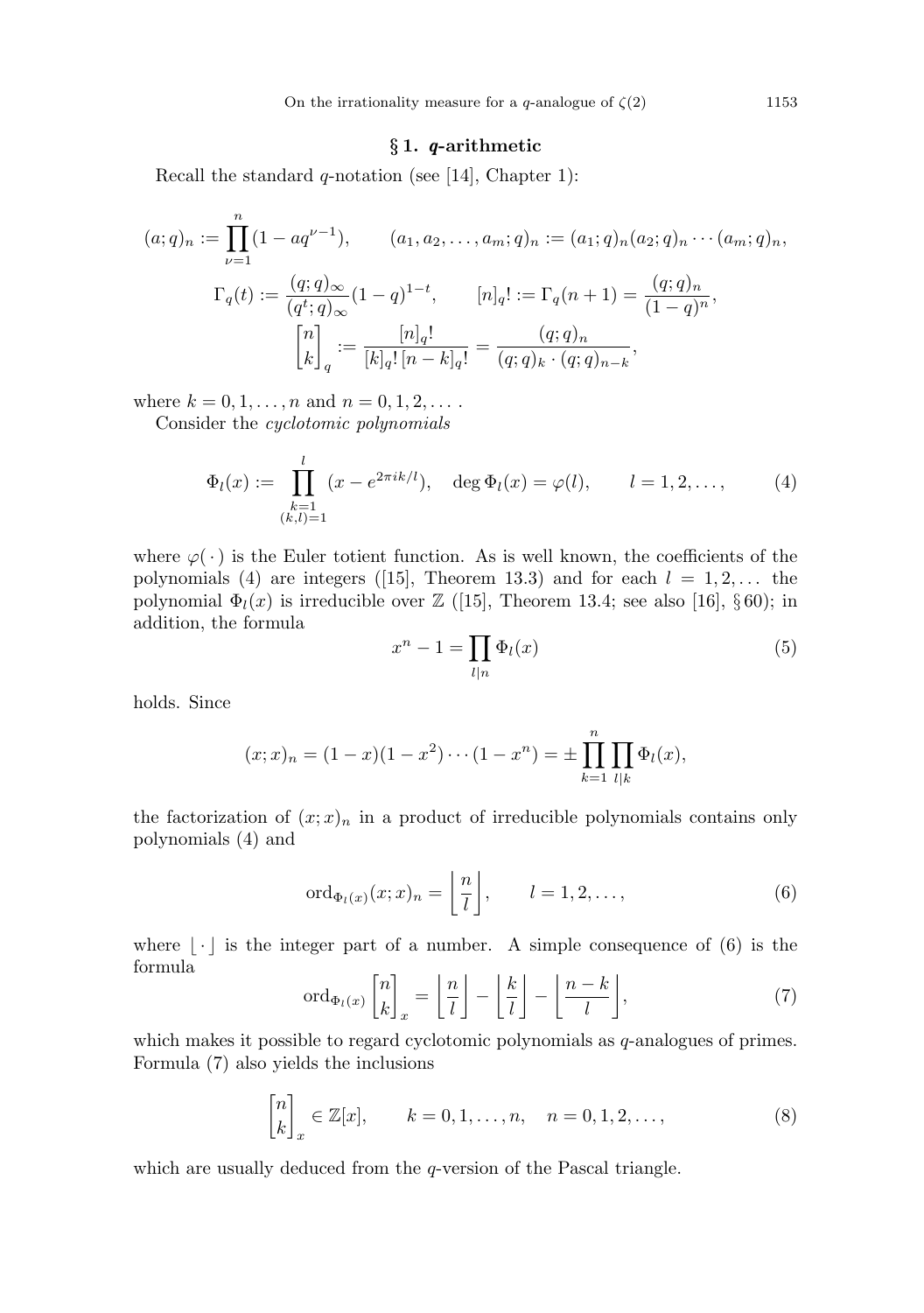## § 1. *q*-arithmetic

Recall the standard $q$-notation (see [14], Chapter 1):

$$
(a;q)_n := \prod_{\nu=1}^{n}(1-aq^{\nu-1}), \qquad (a_1,a_2,\dots,a_m;q)_n := (a_1;q)_n(a_2;q)_n\cdots(a_m;q)_n,
$$

$$
\Gamma_q(t) := \frac{(q;q)_\infty}{(q^t;q)_\infty}(1-q)^{1-t}, \qquad [n]_q! := \Gamma_q(n+1) = \frac{(q;q)_n}{(1-q)^n},
$$

$$
\begin{bmatrix} n \\ k \end{bmatrix}_q := \frac{[n]_q!}{[k]_q!\,[n-k]_q!} = \frac{(q;q)_n}{(q;q)_k\cdot(q;q)_{n-k}},
$$

where $k=0,1,\dots,n$ and $n=0,1,2,\dots$.

Consider the *cyclotomic polynomials*

$$
\Phi_l(x) := \prod_{\substack{k=1\\(k,l)=1}}^{l}(x-e^{2\pi ik/l}), \quad \deg\Phi_l(x)=\varphi(l), \qquad l=1,2,\dots, \tag{4}
$$

where $\varphi(\,\cdot\,)$ is the Euler totient function. As is well known, the coefficients of the polynomials (4) are integers ([15], Theorem 13.3) and for each $l=1,2,\dots$ the polynomial $\Phi_l(x)$ is irreducible over $\mathbb{Z}$ ([15], Theorem 13.4; see also [16], § 60); in addition, the formula

$$
x^n-1=\prod_{l\mid n}\Phi_l(x) \tag{5}
$$

holds. Since

$$
(x;x)_n=(1-x)(1-x^2)\cdots(1-x^n)=\pm\prod_{k=1}^{n}\prod_{l\mid k}\Phi_l(x),
$$

the factorization of $(x;x)_n$ in a product of irreducible polynomials contains only polynomials (4) and

$$
\operatorname{ord}_{\Phi_l(x)}(x;x)_n=\left\lfloor\frac{n}{l}\right\rfloor, \qquad l=1,2,\dots, \tag{6}
$$

where $\lfloor\,\cdot\,\rfloor$ is the integer part of a number. A simple consequence of (6) is the formula

$$
\operatorname{ord}_{\Phi_l(x)}\begin{bmatrix} n \\ k \end{bmatrix}_x=\left\lfloor\frac{n}{l}\right\rfloor-\left\lfloor\frac{k}{l}\right\rfloor-\left\lfloor\frac{n-k}{l}\right\rfloor, \tag{7}
$$

which makes it possible to regard cyclotomic polynomials as $q$-analogues of primes. Formula (7) also yields the inclusions

$$
\begin{bmatrix} n \\ k \end{bmatrix}_x\in\mathbb{Z}[x], \qquad k=0,1,\dots,n, \quad n=0,1,2,\dots, \tag{8}
$$

which are usually deduced from the $q$-version of the Pascal triangle.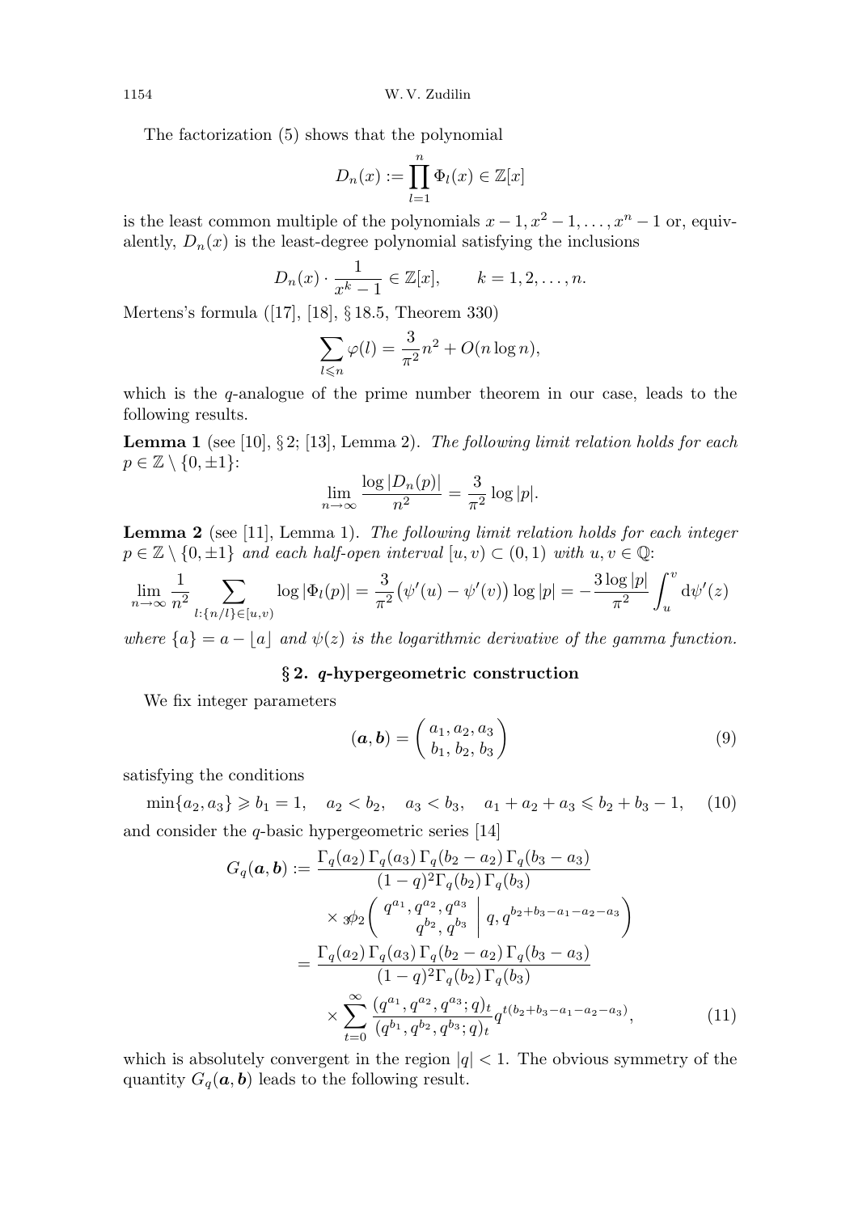The factorization (5) shows that the polynomial

$$D_n(x) := \prod_{l=1}^{n} \Phi_l(x) \in \mathbb{Z}[x]$$

is the least common multiple of the polynomials $x-1, x^2-1, \dots, x^n-1$ or, equivalently, $D_n(x)$ is the least-degree polynomial satisfying the inclusions

$$D_n(x) \cdot \frac{1}{x^k-1} \in \mathbb{Z}[x], \qquad k = 1, 2, \dots, n.$$

Mertens's formula ([17], [18], § 18.5, Theorem 330)

$$\sum_{l \leqslant n} \varphi(l) = \frac{3}{\pi^2} n^2 + O(n \log n),$$

which is the $q$-analogue of the prime number theorem in our case, leads to the following results.

**Lemma 1** (see [10], § 2; [13], Lemma 2). *The following limit relation holds for each* $p \in \mathbb{Z} \setminus \{0, \pm 1\}$:

$$\lim_{n \to \infty} \frac{\log |D_n(p)|}{n^2} = \frac{3}{\pi^2} \log |p|.$$

**Lemma 2** (see [11], Lemma 1). *The following limit relation holds for each integer* $p \in \mathbb{Z} \setminus \{0, \pm 1\}$ *and each half-open interval* $[u, v) \subset (0, 1)$ *with* $u, v \in \mathbb{Q}$:

$$\lim_{n \to \infty} \frac{1}{n^2} \sum_{l : \{n/l\} \in [u,v)} \log |\Phi_l(p)| = \frac{3}{\pi^2} \big(\psi'(u) - \psi'(v)\big) \log |p| = -\frac{3 \log |p|}{\pi^2} \int_u^v \mathrm{d}\psi'(z)$$

*where* $\{a\} = a - \lfloor a \rfloor$ *and* $\psi(z)$ *is the logarithmic derivative of the gamma function.*

## § 2. *q*-hypergeometric construction

We fix integer parameters

$$(\boldsymbol{a}, \boldsymbol{b}) = \begin{pmatrix} a_1, a_2, a_3 \\ b_1, b_2, b_3 \end{pmatrix} \tag{9}$$

satisfying the conditions

$$\min\{a_2, a_3\} \geqslant b_1 = 1, \quad a_2 < b_2, \quad a_3 < b_3, \quad a_1 + a_2 + a_3 \leqslant b_2 + b_3 - 1, \tag{10}$$

and consider the $q$-basic hypergeometric series [14]

$$\begin{aligned} G_q(\boldsymbol{a}, \boldsymbol{b}) &:= \frac{\Gamma_q(a_2)\, \Gamma_q(a_3)\, \Gamma_q(b_2 - a_2)\, \Gamma_q(b_3 - a_3)}{(1-q)^2 \Gamma_q(b_2)\, \Gamma_q(b_3)} \\ &\qquad \times {}_3\phi_2\left( \begin{matrix} q^{a_1}, q^{a_2}, q^{a_3} \\ q^{b_2}, q^{b_3} \end{matrix} \;\middle|\; q, q^{b_2 + b_3 - a_1 - a_2 - a_3} \right) \\ &= \frac{\Gamma_q(a_2)\, \Gamma_q(a_3)\, \Gamma_q(b_2 - a_2)\, \Gamma_q(b_3 - a_3)}{(1-q)^2 \Gamma_q(b_2)\, \Gamma_q(b_3)} \\ &\qquad \times \sum_{t=0}^{\infty} \frac{(q^{a_1}, q^{a_2}, q^{a_3}; q)_t}{(q^{b_1}, q^{b_2}, q^{b_3}; q)_t} q^{t(b_2 + b_3 - a_1 - a_2 - a_3)}, \end{aligned} \tag{11}$$

which is absolutely convergent in the region $|q| < 1$. The obvious symmetry of the quantity $G_q(\boldsymbol{a}, \boldsymbol{b})$ leads to the following result.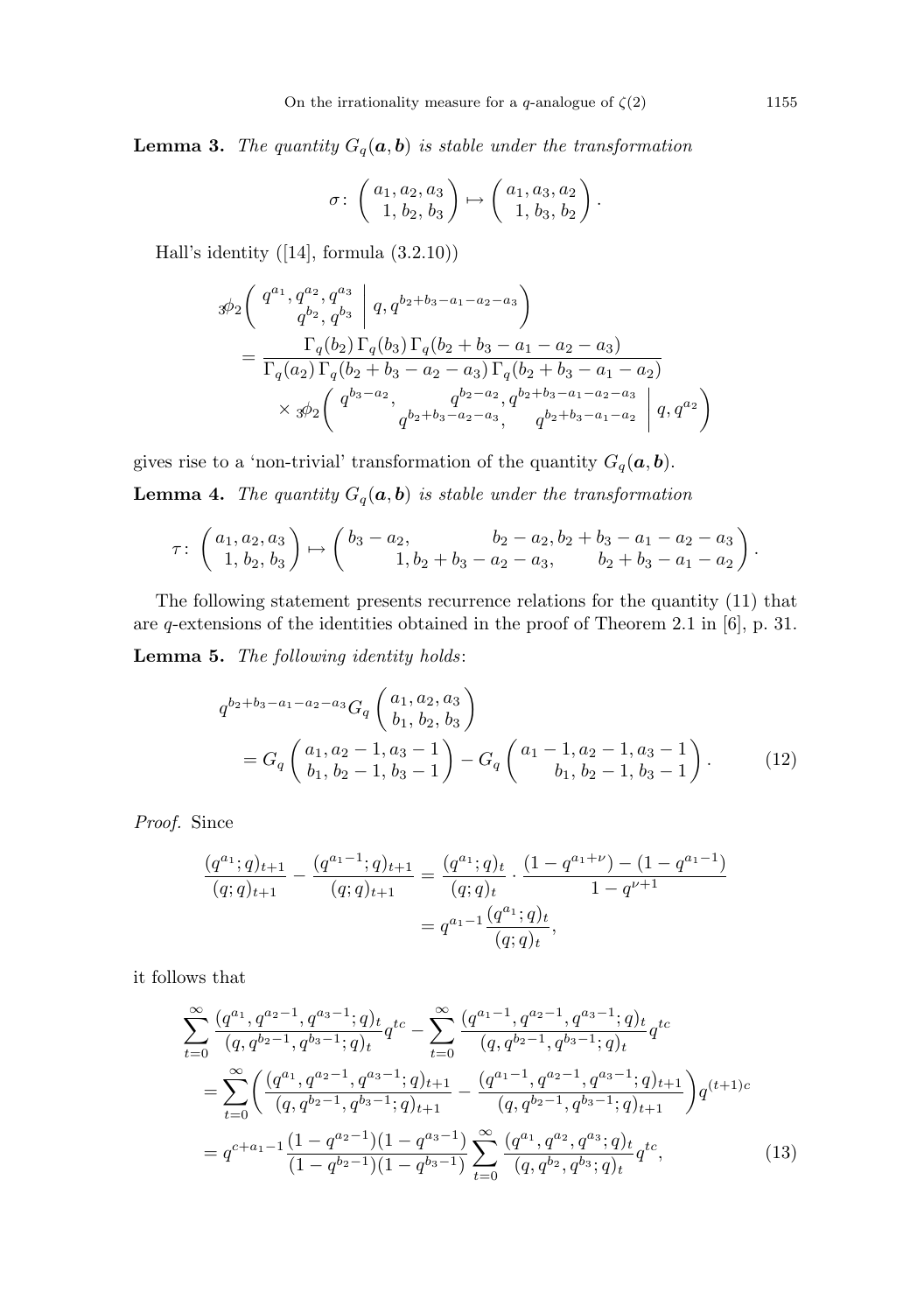**Lemma 3.** *The quantity $G_q(\boldsymbol{a}, \boldsymbol{b})$ is stable under the transformation*

$$\sigma\colon \begin{pmatrix} a_1, a_2, a_3 \\ 1, b_2, b_3 \end{pmatrix} \mapsto \begin{pmatrix} a_1, a_3, a_2 \\ 1, b_3, b_2 \end{pmatrix}.$$

Hall's identity ([14], formula (3.2.10))

$$\begin{aligned}
&{}_3\phi_2\left( \begin{matrix} q^{a_1}, q^{a_2}, q^{a_3} \\ q^{b_2}, q^{b_3} \end{matrix} \;\middle|\; q, q^{b_2+b_3-a_1-a_2-a_3} \right) \\
&\quad = \frac{\Gamma_q(b_2)\,\Gamma_q(b_3)\,\Gamma_q(b_2+b_3-a_1-a_2-a_3)}{\Gamma_q(a_2)\,\Gamma_q(b_2+b_3-a_2-a_3)\,\Gamma_q(b_2+b_3-a_1-a_2)} \\
&\qquad \times {}_3\phi_2\left( \begin{matrix} q^{b_3-a_2}, & q^{b_2-a_2}, q^{b_2+b_3-a_1-a_2-a_3} \\ & q^{b_2+b_3-a_2-a_3}, \quad q^{b_2+b_3-a_1-a_2} \end{matrix} \;\middle|\; q, q^{a_2} \right)
\end{aligned}$$

gives rise to a 'non-trivial' transformation of the quantity $G_q(\boldsymbol{a}, \boldsymbol{b})$.

**Lemma 4.** *The quantity $G_q(\boldsymbol{a}, \boldsymbol{b})$ is stable under the transformation*

$$\tau\colon \begin{pmatrix} a_1, a_2, a_3 \\ 1, b_2, b_3 \end{pmatrix} \mapsto \begin{pmatrix} b_3-a_2, & b_2-a_2, b_2+b_3-a_1-a_2-a_3 \\ & 1, b_2+b_3-a_2-a_3, \quad b_2+b_3-a_1-a_2 \end{pmatrix}.$$

The following statement presents recurrence relations for the quantity (11) that are $q$-extensions of the identities obtained in the proof of Theorem 2.1 in [6], p. 31.

**Lemma 5.** *The following identity holds*:

$$\begin{aligned}
&q^{b_2+b_3-a_1-a_2-a_3} G_q\begin{pmatrix} a_1, a_2, a_3 \\ b_1, b_2, b_3 \end{pmatrix} \\
&\quad = G_q\begin{pmatrix} a_1, a_2-1, a_3-1 \\ b_1, b_2-1, b_3-1 \end{pmatrix} - G_q\begin{pmatrix} a_1-1, a_2-1, a_3-1 \\ b_1, b_2-1, b_3-1 \end{pmatrix}.
\end{aligned} \tag{12}$$

*Proof.* Since

$$\begin{aligned}
\frac{(q^{a_1};q)_{t+1}}{(q;q)_{t+1}} - \frac{(q^{a_1-1};q)_{t+1}}{(q;q)_{t+1}} &= \frac{(q^{a_1};q)_t}{(q;q)_t} \cdot \frac{(1-q^{a_1+\nu})-(1-q^{a_1-1})}{1-q^{\nu+1}} \\
&= q^{a_1-1}\frac{(q^{a_1};q)_t}{(q;q)_t},
\end{aligned}$$

it follows that

$$\begin{aligned}
&\sum_{t=0}^{\infty} \frac{(q^{a_1}, q^{a_2-1}, q^{a_3-1};q)_t}{(q, q^{b_2-1}, q^{b_3-1};q)_t} q^{tc} - \sum_{t=0}^{\infty} \frac{(q^{a_1-1}, q^{a_2-1}, q^{a_3-1};q)_t}{(q, q^{b_2-1}, q^{b_3-1};q)_t} q^{tc} \\
&\quad = \sum_{t=0}^{\infty} \biggl( \frac{(q^{a_1}, q^{a_2-1}, q^{a_3-1};q)_{t+1}}{(q, q^{b_2-1}, q^{b_3-1};q)_{t+1}} - \frac{(q^{a_1-1}, q^{a_2-1}, q^{a_3-1};q)_{t+1}}{(q, q^{b_2-1}, q^{b_3-1};q)_{t+1}} \biggr) q^{(t+1)c} \\
&\quad = q^{c+a_1-1} \frac{(1-q^{a_2-1})(1-q^{a_3-1})}{(1-q^{b_2-1})(1-q^{b_3-1})} \sum_{t=0}^{\infty} \frac{(q^{a_1}, q^{a_2}, q^{a_3};q)_t}{(q, q^{b_2}, q^{b_3};q)_t} q^{tc},
\end{aligned} \tag{13}$$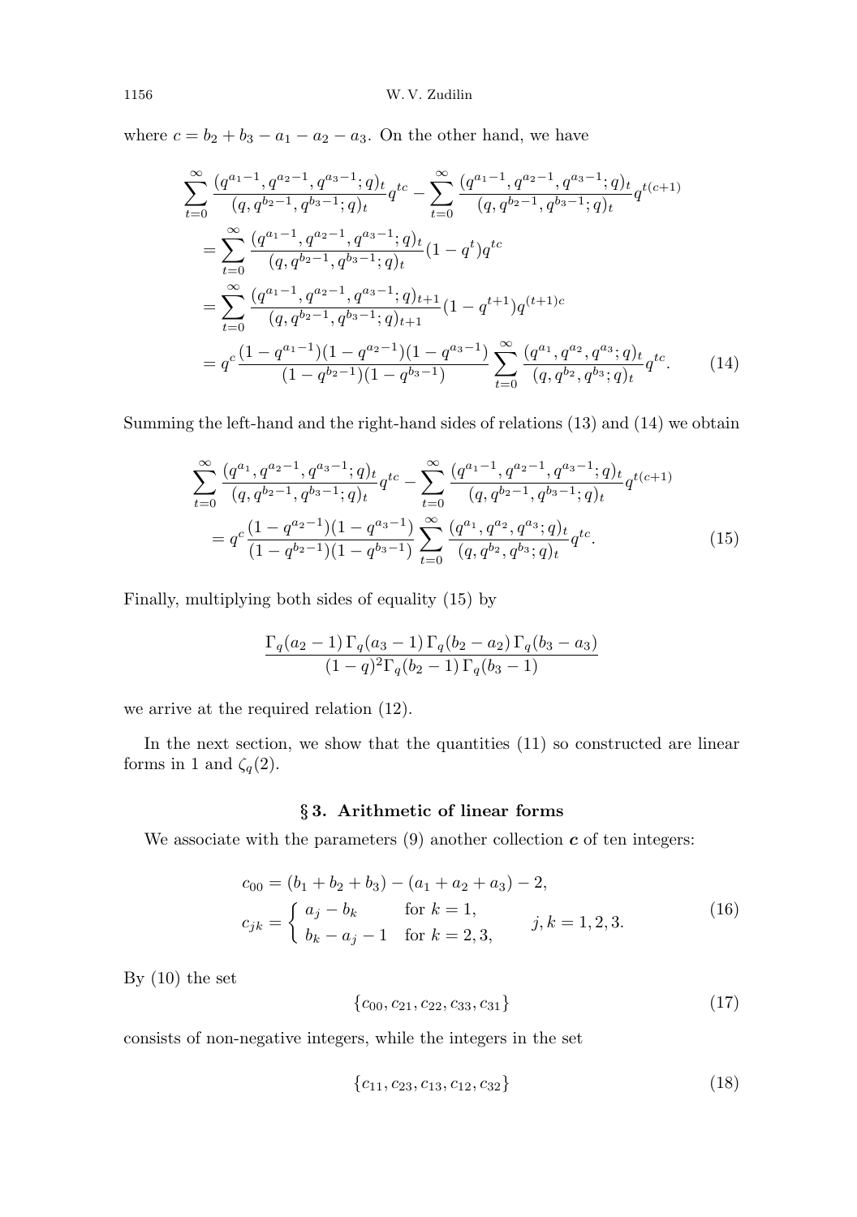where $c = b_2 + b_3 - a_1 - a_2 - a_3$. On the other hand, we have

$$
\begin{aligned}
\sum_{t=0}^{\infty} & \frac{(q^{a_1-1}, q^{a_2-1}, q^{a_3-1}; q)_t}{(q, q^{b_2-1}, q^{b_3-1}; q)_t} q^{tc} - \sum_{t=0}^{\infty} \frac{(q^{a_1-1}, q^{a_2-1}, q^{a_3-1}; q)_t}{(q, q^{b_2-1}, q^{b_3-1}; q)_t} q^{t(c+1)} \\
&= \sum_{t=0}^{\infty} \frac{(q^{a_1-1}, q^{a_2-1}, q^{a_3-1}; q)_t}{(q, q^{b_2-1}, q^{b_3-1}; q)_t} (1 - q^t) q^{tc} \\
&= \sum_{t=0}^{\infty} \frac{(q^{a_1-1}, q^{a_2-1}, q^{a_3-1}; q)_{t+1}}{(q, q^{b_2-1}, q^{b_3-1}; q)_{t+1}} (1 - q^{t+1}) q^{(t+1)c} \\
&= q^c \frac{(1 - q^{a_1-1})(1 - q^{a_2-1})(1 - q^{a_3-1})}{(1 - q^{b_2-1})(1 - q^{b_3-1})} \sum_{t=0}^{\infty} \frac{(q^{a_1}, q^{a_2}, q^{a_3}; q)_t}{(q, q^{b_2}, q^{b_3}; q)_t} q^{tc}. \qquad (14)
\end{aligned}
$$

Summing the left-hand and the right-hand sides of relations (13) and (14) we obtain

$$
\begin{aligned}
\sum_{t=0}^{\infty} & \frac{(q^{a_1}, q^{a_2-1}, q^{a_3-1}; q)_t}{(q, q^{b_2-1}, q^{b_3-1}; q)_t} q^{tc} - \sum_{t=0}^{\infty} \frac{(q^{a_1-1}, q^{a_2-1}, q^{a_3-1}; q)_t}{(q, q^{b_2-1}, q^{b_3-1}; q)_t} q^{t(c+1)} \\
&= q^c \frac{(1 - q^{a_2-1})(1 - q^{a_3-1})}{(1 - q^{b_2-1})(1 - q^{b_3-1})} \sum_{t=0}^{\infty} \frac{(q^{a_1}, q^{a_2}, q^{a_3}; q)_t}{(q, q^{b_2}, q^{b_3}; q)_t} q^{tc}. \qquad (15)
\end{aligned}
$$

Finally, multiplying both sides of equality (15) by

$$
\frac{\Gamma_q(a_2 - 1)\,\Gamma_q(a_3 - 1)\,\Gamma_q(b_2 - a_2)\,\Gamma_q(b_3 - a_3)}{(1 - q)^2 \Gamma_q(b_2 - 1)\,\Gamma_q(b_3 - 1)}
$$

we arrive at the required relation (12).

In the next section, we show that the quantities (11) so constructed are linear forms in 1 and $\zeta_q(2)$.

## § 3. Arithmetic of linear forms

We associate with the parameters (9) another collection $\boldsymbol{c}$ of ten integers:

$$
\begin{gathered}
c_{00} = (b_1 + b_2 + b_3) - (a_1 + a_2 + a_3) - 2, \\
c_{jk} = \begin{cases} a_j - b_k & \text{for } k = 1, \\ b_k - a_j - 1 & \text{for } k = 2, 3, \end{cases} \qquad j, k = 1, 2, 3.
\end{gathered} \qquad (16)
$$

By (10) the set

$$
\{c_{00}, c_{21}, c_{22}, c_{33}, c_{31}\} \qquad (17)
$$

consists of non-negative integers, while the integers in the set

$$
\{c_{11}, c_{23}, c_{13}, c_{12}, c_{32}\} \qquad (18)
$$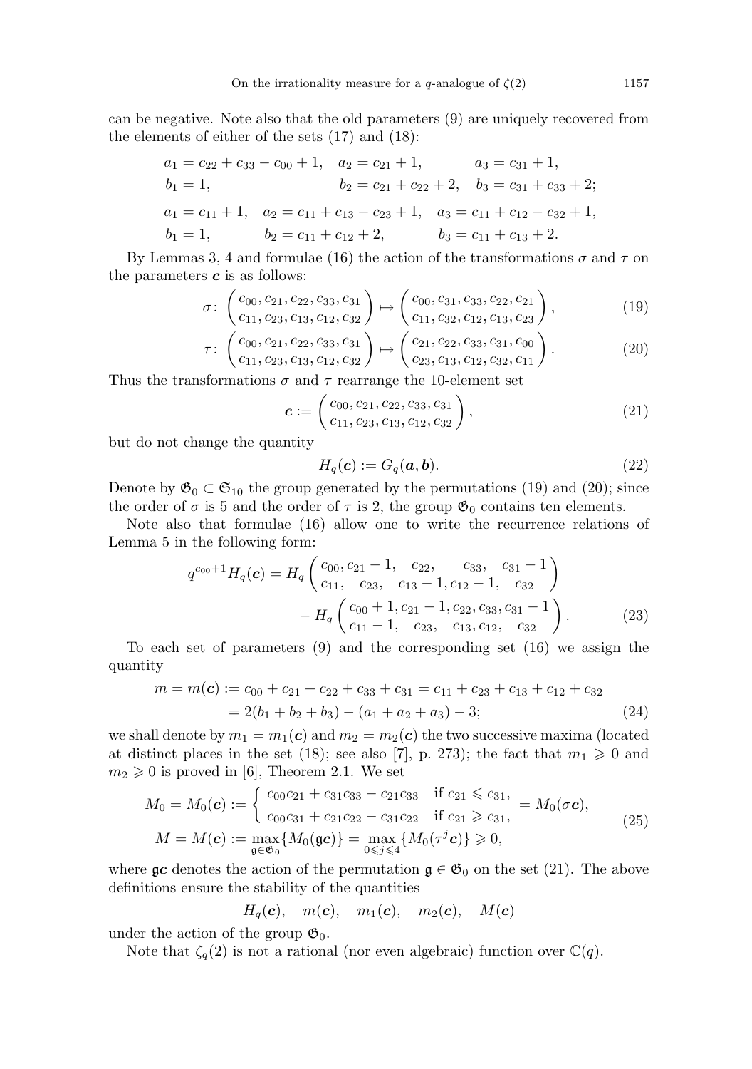can be negative. Note also that the old parameters (9) are uniquely recovered from the elements of either of the sets (17) and (18):

$$
\begin{aligned}
&a_1 = c_{22} + c_{33} - c_{00} + 1, \quad a_2 = c_{21} + 1, \qquad\quad a_3 = c_{31} + 1, \\
&b_1 = 1, \qquad\qquad\qquad\qquad\quad b_2 = c_{21} + c_{22} + 2, \quad b_3 = c_{31} + c_{33} + 2; \\
&a_1 = c_{11} + 1, \quad a_2 = c_{11} + c_{13} - c_{23} + 1, \quad a_3 = c_{11} + c_{12} - c_{32} + 1, \\
&b_1 = 1, \qquad\qquad b_2 = c_{11} + c_{12} + 2, \qquad\quad b_3 = c_{11} + c_{13} + 2.
\end{aligned}
$$

By Lemmas 3, 4 and formulae (16) the action of the transformations $\sigma$ and $\tau$ on the parameters $\boldsymbol{c}$ is as follows:

$$
\sigma\colon \begin{pmatrix} c_{00}, c_{21}, c_{22}, c_{33}, c_{31} \\ c_{11}, c_{23}, c_{13}, c_{12}, c_{32} \end{pmatrix} \mapsto \begin{pmatrix} c_{00}, c_{31}, c_{33}, c_{22}, c_{21} \\ c_{11}, c_{32}, c_{12}, c_{13}, c_{23} \end{pmatrix}, \tag{19}
$$

$$
\tau\colon \begin{pmatrix} c_{00}, c_{21}, c_{22}, c_{33}, c_{31} \\ c_{11}, c_{23}, c_{13}, c_{12}, c_{32} \end{pmatrix} \mapsto \begin{pmatrix} c_{21}, c_{22}, c_{33}, c_{31}, c_{00} \\ c_{23}, c_{13}, c_{12}, c_{32}, c_{11} \end{pmatrix}. \tag{20}
$$

Thus the transformations $\sigma$ and $\tau$ rearrange the 10-element set

$$
\boldsymbol{c} := \begin{pmatrix} c_{00}, c_{21}, c_{22}, c_{33}, c_{31} \\ c_{11}, c_{23}, c_{13}, c_{12}, c_{32} \end{pmatrix}, \tag{21}
$$

but do not change the quantity

$$
H_q(\boldsymbol{c}) := G_q(\boldsymbol{a}, \boldsymbol{b}). \tag{22}
$$

Denote by $\mathfrak{G}_0 \subset \mathfrak{S}_{10}$ the group generated by the permutations (19) and (20); since the order of $\sigma$ is 5 and the order of $\tau$ is 2, the group $\mathfrak{G}_0$ contains ten elements.

Note also that formulae (16) allow one to write the recurrence relations of Lemma 5 in the following form:

$$
\begin{aligned}
q^{c_{00}+1} H_q(\boldsymbol{c}) = H_q &\begin{pmatrix} c_{00}, c_{21}-1, & c_{22}, & c_{33}, & c_{31}-1 \\ c_{11}, & c_{23}, & c_{13}-1, c_{12}-1, & c_{32} \end{pmatrix} \\
&- H_q \begin{pmatrix} c_{00}+1, c_{21}-1, c_{22}, c_{33}, c_{31}-1 \\ c_{11}-1, \quad c_{23}, \quad c_{13}, c_{12}, \quad c_{32} \end{pmatrix}.
\end{aligned} \tag{23}
$$

To each set of parameters (9) and the corresponding set (16) we assign the quantity

$$
\begin{aligned}
m = m(\boldsymbol{c}) &:= c_{00} + c_{21} + c_{22} + c_{33} + c_{31} = c_{11} + c_{23} + c_{13} + c_{12} + c_{32} \\
&= 2(b_1 + b_2 + b_3) - (a_1 + a_2 + a_3) - 3;
\end{aligned} \tag{24}
$$

we shall denote by $m_1 = m_1(\boldsymbol{c})$ and $m_2 = m_2(\boldsymbol{c})$ the two successive maxima (located at distinct places in the set (18); see also [7], p. 273); the fact that $m_1 \geqslant 0$ and $m_2 \geqslant 0$ is proved in [6], Theorem 2.1. We set

$$
\begin{aligned}
M_0 = M_0(\boldsymbol{c}) &:= \begin{cases} c_{00}c_{21} + c_{31}c_{33} - c_{21}c_{33} & \text{if } c_{21} \leqslant c_{31}, \\ c_{00}c_{31} + c_{21}c_{22} - c_{31}c_{22} & \text{if } c_{21} \geqslant c_{31}, \end{cases} = M_0(\sigma\boldsymbol{c}), \\
M = M(\boldsymbol{c}) &:= \max_{\mathfrak{g} \in \mathfrak{G}_0} \{M_0(\mathfrak{g}\boldsymbol{c})\} = \max_{0 \leqslant j \leqslant 4} \{M_0(\tau^j \boldsymbol{c})\} \geqslant 0,
\end{aligned} \tag{25}
$$

where $\mathfrak{g}\boldsymbol{c}$ denotes the action of the permutation $\mathfrak{g} \in \mathfrak{G}_0$ on the set (21). The above definitions ensure the stability of the quantities

$$
H_q(\boldsymbol{c}), \quad m(\boldsymbol{c}), \quad m_1(\boldsymbol{c}), \quad m_2(\boldsymbol{c}), \quad M(\boldsymbol{c})
$$

under the action of the group $\mathfrak{G}_0$.

Note that $\zeta_q(2)$ is not a rational (nor even algebraic) function over $\mathbb{C}(q)$.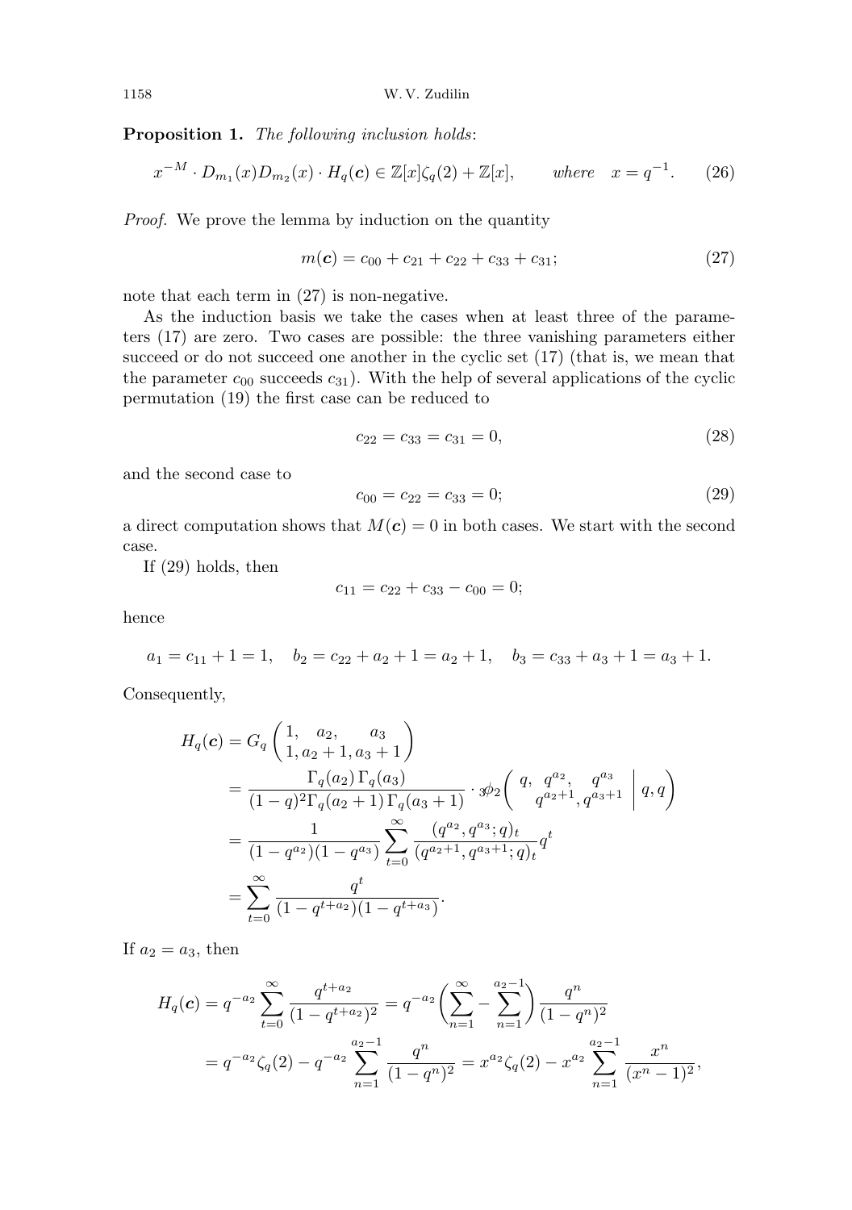**Proposition 1.** *The following inclusion holds*:

$$x^{-M} \cdot D_{m_1}(x) D_{m_2}(x) \cdot H_q(\boldsymbol{c}) \in \mathbb{Z}[x]\zeta_q(2) + \mathbb{Z}[x], \qquad \textit{where} \quad x = q^{-1}. \tag{26}$$

*Proof.* We prove the lemma by induction on the quantity

$$m(\boldsymbol{c}) = c_{00} + c_{21} + c_{22} + c_{33} + c_{31}; \tag{27}$$

note that each term in (27) is non-negative.

As the induction basis we take the cases when at least three of the parameters (17) are zero. Two cases are possible: the three vanishing parameters either succeed or do not succeed one another in the cyclic set (17) (that is, we mean that the parameter $c_{00}$ succeeds $c_{31}$). With the help of several applications of the cyclic permutation (19) the first case can be reduced to

$$c_{22} = c_{33} = c_{31} = 0, \tag{28}$$

and the second case to

$$c_{00} = c_{22} = c_{33} = 0; \tag{29}$$

a direct computation shows that $M(\boldsymbol{c}) = 0$ in both cases. We start with the second case.

If (29) holds, then

$$c_{11} = c_{22} + c_{33} - c_{00} = 0;$$

hence

$$a_1 = c_{11} + 1 = 1, \quad b_2 = c_{22} + a_2 + 1 = a_2 + 1, \quad b_3 = c_{33} + a_3 + 1 = a_3 + 1.$$

Consequently,

$$\begin{aligned}
H_q(\boldsymbol{c}) &= G_q\begin{pmatrix} 1, & a_2, & a_3 \\ 1, & a_2+1, & a_3+1 \end{pmatrix} \\
&= \frac{\Gamma_q(a_2)\,\Gamma_q(a_3)}{(1-q)^2\Gamma_q(a_2+1)\,\Gamma_q(a_3+1)} \cdot {}_3\phi_2\left( \begin{matrix} q, & q^{a_2}, & q^{a_3} \\ & q^{a_2+1}, & q^{a_3+1} \end{matrix} \,\middle|\, q, q \right) \\
&= \frac{1}{(1-q^{a_2})(1-q^{a_3})} \sum_{t=0}^{\infty} \frac{(q^{a_2}, q^{a_3}; q)_t}{(q^{a_2+1}, q^{a_3+1}; q)_t} q^t \\
&= \sum_{t=0}^{\infty} \frac{q^t}{(1-q^{t+a_2})(1-q^{t+a_3})}.
\end{aligned}$$

If $a_2 = a_3$, then

$$\begin{aligned}
H_q(\boldsymbol{c}) &= q^{-a_2} \sum_{t=0}^{\infty} \frac{q^{t+a_2}}{(1-q^{t+a_2})^2} = q^{-a_2}\left( \sum_{n=1}^{\infty} - \sum_{n=1}^{a_2-1} \right) \frac{q^n}{(1-q^n)^2} \\
&= q^{-a_2}\zeta_q(2) - q^{-a_2} \sum_{n=1}^{a_2-1} \frac{q^n}{(1-q^n)^2} = x^{a_2}\zeta_q(2) - x^{a_2} \sum_{n=1}^{a_2-1} \frac{x^n}{(x^n-1)^2},
\end{aligned}$$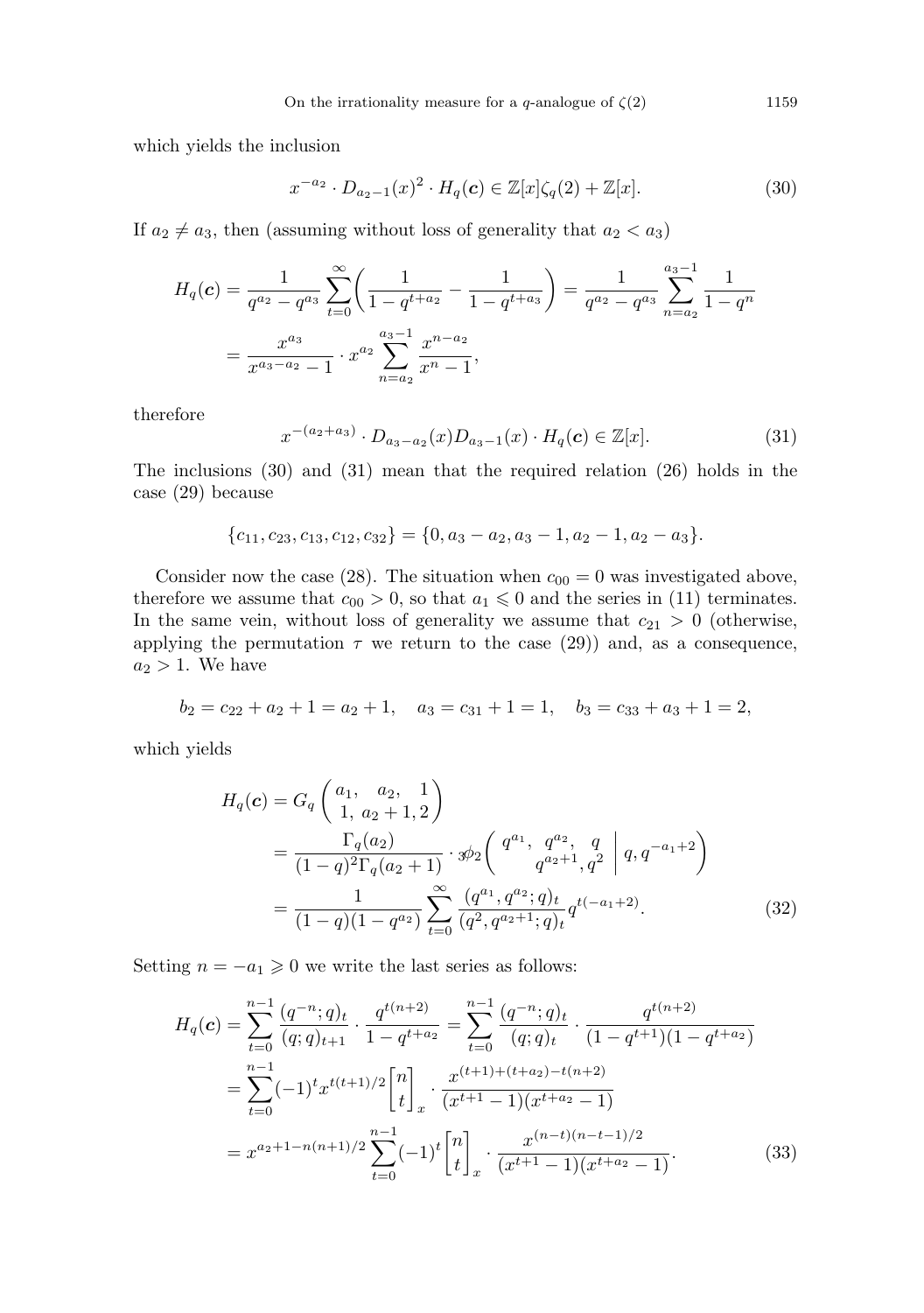which yields the inclusion

$$x^{-a_2} \cdot D_{a_2-1}(x)^2 \cdot H_q(\boldsymbol{c}) \in \mathbb{Z}[x]\zeta_q(2) + \mathbb{Z}[x]. \tag{30}$$

If $a_2 \neq a_3$, then (assuming without loss of generality that $a_2 < a_3$)

$$\begin{aligned}
H_q(\boldsymbol{c}) &= \frac{1}{q^{a_2} - q^{a_3}} \sum_{t=0}^{\infty} \bigg( \frac{1}{1-q^{t+a_2}} - \frac{1}{1-q^{t+a_3}} \bigg) = \frac{1}{q^{a_2} - q^{a_3}} \sum_{n=a_2}^{a_3-1} \frac{1}{1-q^n} \\
&= \frac{x^{a_3}}{x^{a_3-a_2} - 1} \cdot x^{a_2} \sum_{n=a_2}^{a_3-1} \frac{x^{n-a_2}}{x^n - 1},
\end{aligned}$$

therefore

$$x^{-(a_2+a_3)} \cdot D_{a_3-a_2}(x) D_{a_3-1}(x) \cdot H_q(\boldsymbol{c}) \in \mathbb{Z}[x]. \tag{31}$$

The inclusions (30) and (31) mean that the required relation (26) holds in the case (29) because

$$\{c_{11}, c_{23}, c_{13}, c_{12}, c_{32}\} = \{0, a_3 - a_2, a_3 - 1, a_2 - 1, a_2 - a_3\}.$$

Consider now the case (28). The situation when $c_{00} = 0$ was investigated above, therefore we assume that $c_{00} > 0$, so that $a_1 \leqslant 0$ and the series in (11) terminates. In the same vein, without loss of generality we assume that $c_{21} > 0$ (otherwise, applying the permutation $\tau$ we return to the case (29)) and, as a consequence, $a_2 > 1$. We have

$$b_2 = c_{22} + a_2 + 1 = a_2 + 1, \quad a_3 = c_{31} + 1 = 1, \quad b_3 = c_{33} + a_3 + 1 = 2,$$

which yields

$$\begin{aligned}
H_q(\boldsymbol{c}) &= G_q \left( \begin{matrix} a_1, & a_2, & 1 \\ 1, & a_2 + 1, & 2 \end{matrix} \right) \\
&= \frac{\Gamma_q(a_2)}{(1-q)^2 \Gamma_q(a_2+1)} \cdot {}_3\phi_2 \left( \begin{matrix} q^{a_1}, & q^{a_2}, & q \\ & q^{a_2+1}, & q^2 \end{matrix} \,\middle|\, q, q^{-a_1+2} \right) \\
&= \frac{1}{(1-q)(1-q^{a_2})} \sum_{t=0}^{\infty} \frac{(q^{a_1}, q^{a_2}; q)_t}{(q^2, q^{a_2+1}; q)_t} q^{t(-a_1+2)}.
\end{aligned} \tag{32}$$

Setting $n = -a_1 \geqslant 0$ we write the last series as follows:

$$\begin{aligned}
H_q(\boldsymbol{c}) &= \sum_{t=0}^{n-1} \frac{(q^{-n}; q)_t}{(q; q)_{t+1}} \cdot \frac{q^{t(n+2)}}{1 - q^{t+a_2}} = \sum_{t=0}^{n-1} \frac{(q^{-n}; q)_t}{(q; q)_t} \cdot \frac{q^{t(n+2)}}{(1-q^{t+1})(1-q^{t+a_2})} \\
&= \sum_{t=0}^{n-1} (-1)^t x^{t(t+1)/2} \begin{bmatrix} n \\ t \end{bmatrix}_x \cdot \frac{x^{(t+1)+(t+a_2)-t(n+2)}}{(x^{t+1}-1)(x^{t+a_2}-1)} \\
&= x^{a_2+1-n(n+1)/2} \sum_{t=0}^{n-1} (-1)^t \begin{bmatrix} n \\ t \end{bmatrix}_x \cdot \frac{x^{(n-t)(n-t-1)/2}}{(x^{t+1}-1)(x^{t+a_2}-1)}.
\end{aligned} \tag{33}$$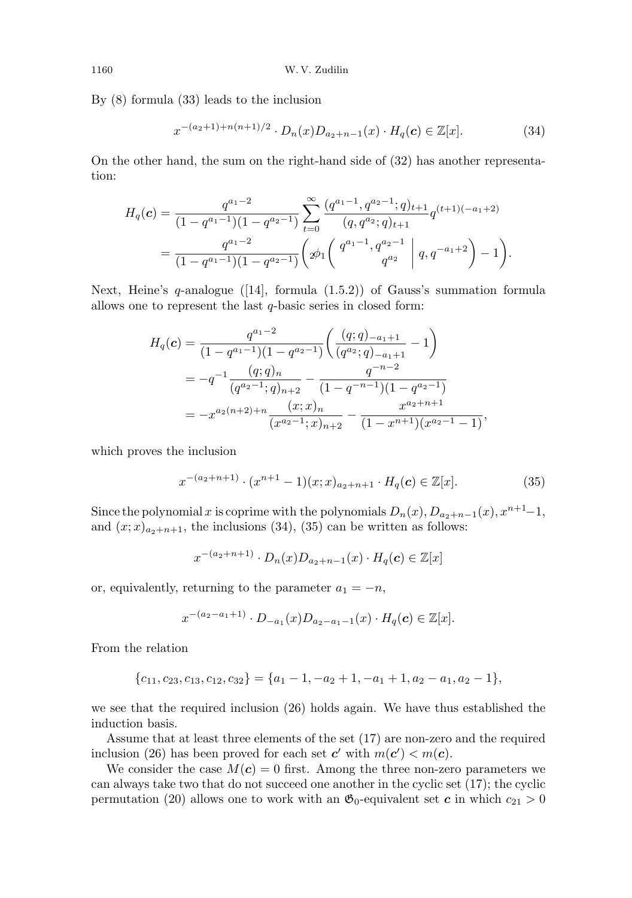By (8) formula (33) leads to the inclusion

$$x^{-(a_2+1)+n(n+1)/2} \cdot D_n(x) D_{a_2+n-1}(x) \cdot H_q(\boldsymbol{c}) \in \mathbb{Z}[x]. \tag{34}$$

On the other hand, the sum on the right-hand side of (32) has another representation:

$$\begin{aligned} H_q(\boldsymbol{c}) &= \frac{q^{a_1-2}}{(1-q^{a_1-1})(1-q^{a_2-1})} \sum_{t=0}^{\infty} \frac{(q^{a_1-1}, q^{a_2-1}; q)_{t+1}}{(q, q^{a_2}; q)_{t+1}} q^{(t+1)(-a_1+2)} \\ &= \frac{q^{a_1-2}}{(1-q^{a_1-1})(1-q^{a_2-1})} \biggl( {}_2\phi_1\biggl( \begin{matrix} q^{a_1-1}, q^{a_2-1} \\ q^{a_2} \end{matrix} \biggm| q, q^{-a_1+2} \biggr) - 1 \biggr). \end{aligned}$$

Next, Heine's $q$-analogue ([14], formula (1.5.2)) of Gauss's summation formula allows one to represent the last $q$-basic series in closed form:

$$\begin{aligned} H_q(\boldsymbol{c}) &= \frac{q^{a_1-2}}{(1-q^{a_1-1})(1-q^{a_2-1})} \biggl( \frac{(q;q)_{-a_1+1}}{(q^{a_2};q)_{-a_1+1}} - 1 \biggr) \\ &= -q^{-1} \frac{(q;q)_n}{(q^{a_2-1};q)_{n+2}} - \frac{q^{-n-2}}{(1-q^{-n-1})(1-q^{a_2-1})} \\ &= -x^{a_2(n+2)+n} \frac{(x;x)_n}{(x^{a_2-1};x)_{n+2}} - \frac{x^{a_2+n+1}}{(1-x^{n+1})(x^{a_2-1}-1)}, \end{aligned}$$

which proves the inclusion

$$x^{-(a_2+n+1)} \cdot (x^{n+1}-1)(x;x)_{a_2+n+1} \cdot H_q(\boldsymbol{c}) \in \mathbb{Z}[x]. \tag{35}$$

Since the polynomial $x$ is coprime with the polynomials $D_n(x), D_{a_2+n-1}(x), x^{n+1}-1$, and $(x;x)_{a_2+n+1}$, the inclusions (34), (35) can be written as follows:

$$x^{-(a_2+n+1)} \cdot D_n(x) D_{a_2+n-1}(x) \cdot H_q(\boldsymbol{c}) \in \mathbb{Z}[x]$$

or, equivalently, returning to the parameter $a_1 = -n$,

$$x^{-(a_2-a_1+1)} \cdot D_{-a_1}(x) D_{a_2-a_1-1}(x) \cdot H_q(\boldsymbol{c}) \in \mathbb{Z}[x].$$

From the relation

$$\{c_{11}, c_{23}, c_{13}, c_{12}, c_{32}\} = \{a_1-1, -a_2+1, -a_1+1, a_2-a_1, a_2-1\},$$

we see that the required inclusion (26) holds again. We have thus established the induction basis.

Assume that at least three elements of the set (17) are non-zero and the required inclusion (26) has been proved for each set $\boldsymbol{c}'$ with $m(\boldsymbol{c}') < m(\boldsymbol{c})$.

We consider the case $M(\boldsymbol{c}) = 0$ first. Among the three non-zero parameters we can always take two that do not succeed one another in the cyclic set (17); the cyclic permutation (20) allows one to work with an $\mathfrak{G}_0$-equivalent set $\boldsymbol{c}$ in which $c_{21} > 0$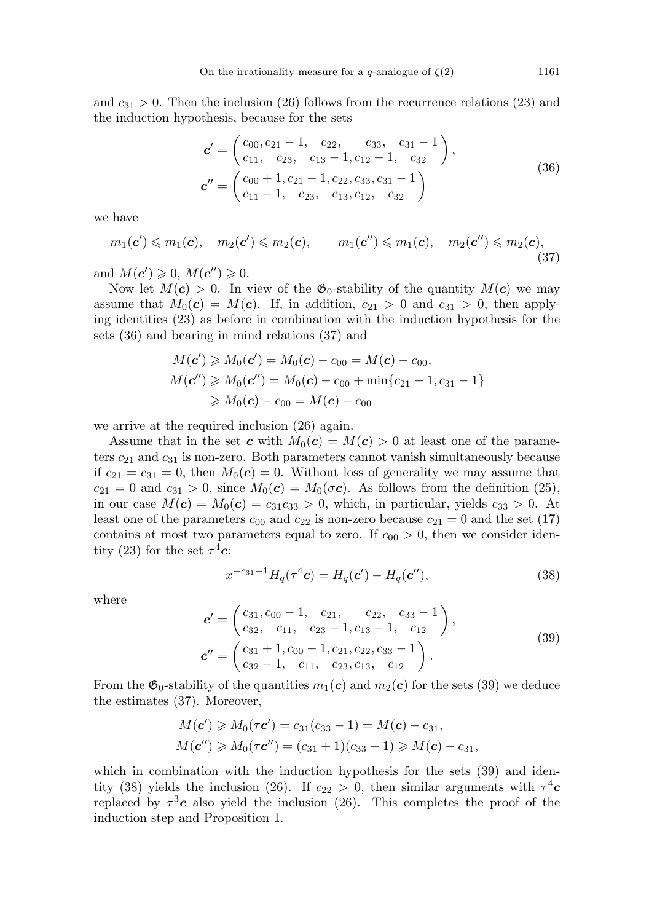and $c_{31} > 0$. Then the inclusion (26) follows from the recurrence relations (23) and the induction hypothesis, because for the sets

$$
\boldsymbol{c}' = \begin{pmatrix} c_{00}, c_{21}-1, & c_{22}, & c_{33}, & c_{31}-1 \\ c_{11}, & c_{23}, & c_{13}-1, c_{12}-1, & c_{32} \end{pmatrix},
\qquad
\boldsymbol{c}'' = \begin{pmatrix} c_{00}+1, c_{21}-1, c_{22}, c_{33}, c_{31}-1 \\ c_{11}-1, \quad c_{23}, \quad c_{13}, c_{12}, \quad c_{32} \end{pmatrix}
\tag{36}
$$

we have

$$
m_1(\boldsymbol{c}') \leqslant m_1(\boldsymbol{c}), \quad m_2(\boldsymbol{c}') \leqslant m_2(\boldsymbol{c}), \qquad m_1(\boldsymbol{c}'') \leqslant m_1(\boldsymbol{c}), \quad m_2(\boldsymbol{c}'') \leqslant m_2(\boldsymbol{c}),
\tag{37}
$$

and $M(\boldsymbol{c}') \geqslant 0$, $M(\boldsymbol{c}'') \geqslant 0$.

Now let $M(\boldsymbol{c}) > 0$. In view of the $\mathfrak{G}_0$-stability of the quantity $M(\boldsymbol{c})$ we may assume that $M_0(\boldsymbol{c}) = M(\boldsymbol{c})$. If, in addition, $c_{21} > 0$ and $c_{31} > 0$, then applying identities (23) as before in combination with the induction hypothesis for the sets (36) and bearing in mind relations (37) and

$$
\begin{aligned}
M(\boldsymbol{c}') &\geqslant M_0(\boldsymbol{c}') = M_0(\boldsymbol{c}) - c_{00} = M(\boldsymbol{c}) - c_{00}, \\
M(\boldsymbol{c}'') &\geqslant M_0(\boldsymbol{c}'') = M_0(\boldsymbol{c}) - c_{00} + \min\{c_{21}-1, c_{31}-1\} \\
&\geqslant M_0(\boldsymbol{c}) - c_{00} = M(\boldsymbol{c}) - c_{00}
\end{aligned}
$$

we arrive at the required inclusion (26) again.

Assume that in the set $\boldsymbol{c}$ with $M_0(\boldsymbol{c}) = M(\boldsymbol{c}) > 0$ at least one of the parameters $c_{21}$ and $c_{31}$ is non-zero. Both parameters cannot vanish simultaneously because if $c_{21} = c_{31} = 0$, then $M_0(\boldsymbol{c}) = 0$. Without loss of generality we may assume that $c_{21} = 0$ and $c_{31} > 0$, since $M_0(\boldsymbol{c}) = M_0(\sigma\boldsymbol{c})$. As follows from the definition (25), in our case $M(\boldsymbol{c}) = M_0(\boldsymbol{c}) = c_{31}c_{33} > 0$, which, in particular, yields $c_{33} > 0$. At least one of the parameters $c_{00}$ and $c_{22}$ is non-zero because $c_{21} = 0$ and the set (17) contains at most two parameters equal to zero. If $c_{00} > 0$, then we consider identity (23) for the set $\tau^4\boldsymbol{c}$:

$$
x^{-c_{31}-1} H_q(\tau^4\boldsymbol{c}) = H_q(\boldsymbol{c}') - H_q(\boldsymbol{c}''),
\tag{38}
$$

where

$$
\boldsymbol{c}' = \begin{pmatrix} c_{31}, c_{00}-1, & c_{21}, & c_{22}, & c_{33}-1 \\ c_{32}, & c_{11}, & c_{23}-1, c_{13}-1, & c_{12} \end{pmatrix},
\qquad
\boldsymbol{c}'' = \begin{pmatrix} c_{31}+1, c_{00}-1, c_{21}, c_{22}, c_{33}-1 \\ c_{32}-1, \quad c_{11}, \quad c_{23}, c_{13}, \quad c_{12} \end{pmatrix}.
\tag{39}
$$

From the $\mathfrak{G}_0$-stability of the quantities $m_1(\boldsymbol{c})$ and $m_2(\boldsymbol{c})$ for the sets (39) we deduce the estimates (37). Moreover,

$$
\begin{aligned}
M(\boldsymbol{c}') &\geqslant M_0(\tau\boldsymbol{c}') = c_{31}(c_{33}-1) = M(\boldsymbol{c}) - c_{31}, \\
M(\boldsymbol{c}'') &\geqslant M_0(\tau\boldsymbol{c}'') = (c_{31}+1)(c_{33}-1) \geqslant M(\boldsymbol{c}) - c_{31},
\end{aligned}
$$

which in combination with the induction hypothesis for the sets (39) and identity (38) yields the inclusion (26). If $c_{22} > 0$, then similar arguments with $\tau^4\boldsymbol{c}$ replaced by $\tau^3\boldsymbol{c}$ also yield the inclusion (26). This completes the proof of the induction step and Proposition 1.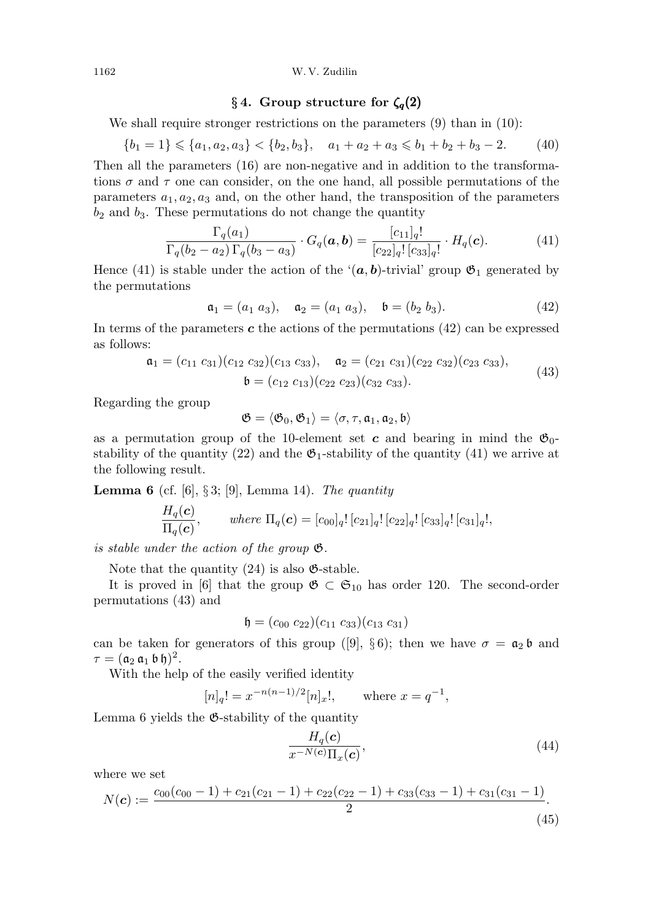## § 4. Group structure for $\zeta_q(2)$

We shall require stronger restrictions on the parameters (9) than in (10):

$$\{b_1 = 1\} \leqslant \{a_1, a_2, a_3\} < \{b_2, b_3\}, \quad a_1 + a_2 + a_3 \leqslant b_1 + b_2 + b_3 - 2. \tag{40}$$

Then all the parameters (16) are non-negative and in addition to the transformations $\sigma$ and $\tau$ one can consider, on the one hand, all possible permutations of the parameters $a_1, a_2, a_3$ and, on the other hand, the transposition of the parameters $b_2$ and $b_3$. These permutations do not change the quantity

$$\frac{\Gamma_q(a_1)}{\Gamma_q(b_2 - a_2)\,\Gamma_q(b_3 - a_3)} \cdot G_q(\boldsymbol{a}, \boldsymbol{b}) = \frac{[c_{11}]_q!}{[c_{22}]_q!\,[c_{33}]_q!} \cdot H_q(\boldsymbol{c}). \tag{41}$$

Hence (41) is stable under the action of the '$(\boldsymbol{a}, \boldsymbol{b})$-trivial' group $\mathfrak{G}_1$ generated by the permutations

$$\mathfrak{a}_1 = (a_1\ a_3), \quad \mathfrak{a}_2 = (a_1\ a_3), \quad \mathfrak{b} = (b_2\ b_3). \tag{42}$$

In terms of the parameters $\boldsymbol{c}$ the actions of the permutations (42) can be expressed as follows:

$$\begin{gathered} \mathfrak{a}_1 = (c_{11}\ c_{31})(c_{12}\ c_{32})(c_{13}\ c_{33}), \quad \mathfrak{a}_2 = (c_{21}\ c_{31})(c_{22}\ c_{32})(c_{23}\ c_{33}), \\ \mathfrak{b} = (c_{12}\ c_{13})(c_{22}\ c_{23})(c_{32}\ c_{33}). \end{gathered} \tag{43}$$

Regarding the group

$$\mathfrak{G} = \langle \mathfrak{G}_0, \mathfrak{G}_1 \rangle = \langle \sigma, \tau, \mathfrak{a}_1, \mathfrak{a}_2, \mathfrak{b} \rangle$$

as a permutation group of the 10-element set $\boldsymbol{c}$ and bearing in mind the $\mathfrak{G}_0$-stability of the quantity (22) and the $\mathfrak{G}_1$-stability of the quantity (41) we arrive at the following result.

**Lemma 6** (cf. [6], § 3; [9], Lemma 14). *The quantity*

$$\frac{H_q(\boldsymbol{c})}{\Pi_q(\boldsymbol{c})}, \qquad \textit{where } \Pi_q(\boldsymbol{c}) = [c_{00}]_q!\,[c_{21}]_q!\,[c_{22}]_q!\,[c_{33}]_q!\,[c_{31}]_q!,$$

*is stable under the action of the group* $\mathfrak{G}$.

Note that the quantity (24) is also $\mathfrak{G}$-stable.

It is proved in [6] that the group $\mathfrak{G} \subset \mathfrak{S}_{10}$ has order 120. The second-order permutations (43) and

$$\mathfrak{h} = (c_{00}\ c_{22})(c_{11}\ c_{33})(c_{13}\ c_{31})$$

can be taken for generators of this group ([9], § 6); then we have $\sigma = \mathfrak{a}_2\,\mathfrak{b}$ and $\tau = (\mathfrak{a}_2\,\mathfrak{a}_1\,\mathfrak{b}\,\mathfrak{h})^2$.

With the help of the easily verified identity

$$[n]_q! = x^{-n(n-1)/2}[n]_x!, \qquad \text{where } x = q^{-1},$$

Lemma 6 yields the $\mathfrak{G}$-stability of the quantity

$$\frac{H_q(\boldsymbol{c})}{x^{-N(\boldsymbol{c})}\Pi_x(\boldsymbol{c})}, \tag{44}$$

where we set

$$N(\boldsymbol{c}) := \frac{c_{00}(c_{00}-1) + c_{21}(c_{21}-1) + c_{22}(c_{22}-1) + c_{33}(c_{33}-1) + c_{31}(c_{31}-1)}{2}. \tag{45}$$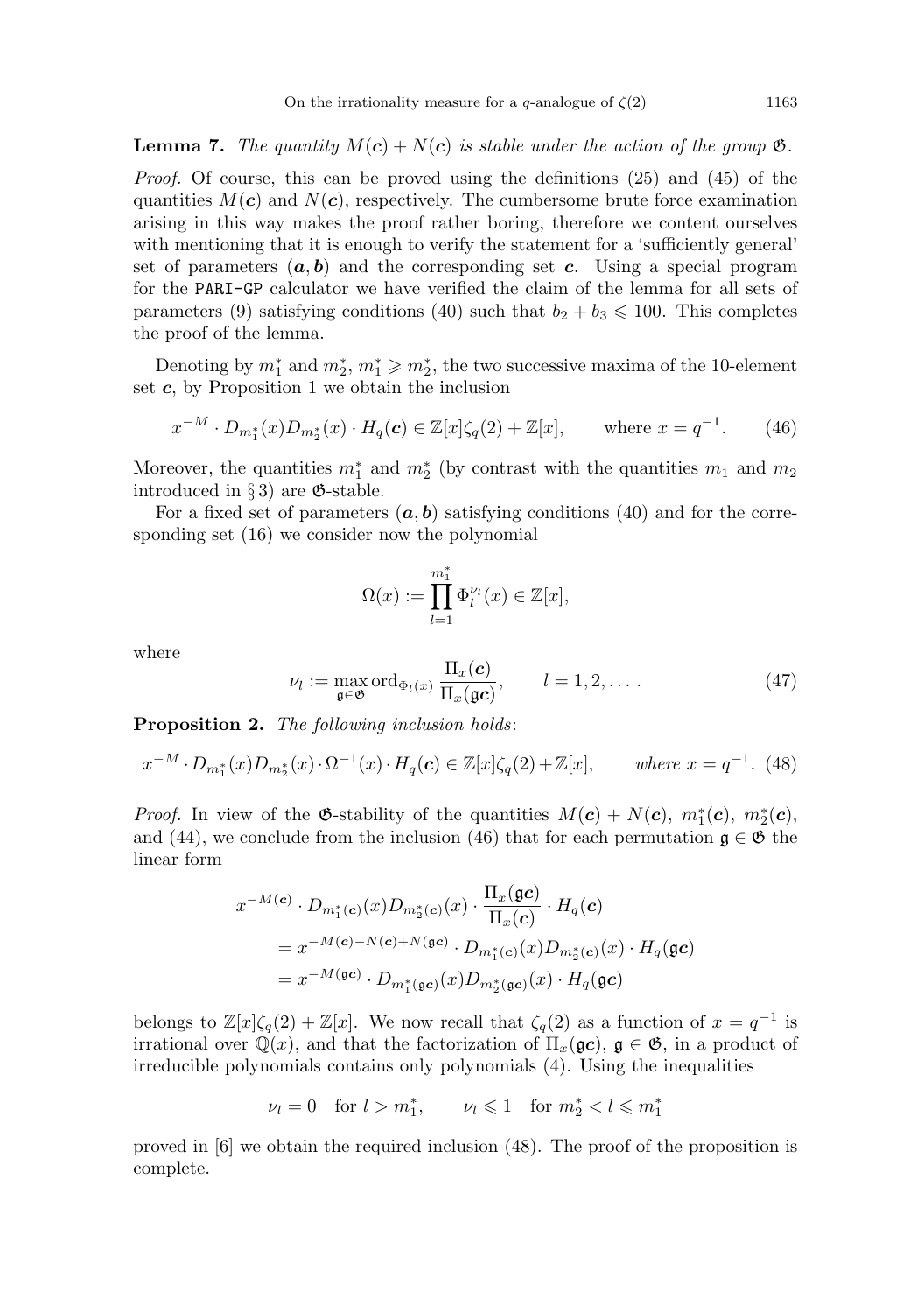**Lemma 7.** *The quantity $M(\boldsymbol{c}) + N(\boldsymbol{c})$ is stable under the action of the group $\mathfrak{G}$.*

*Proof.* Of course, this can be proved using the definitions (25) and (45) of the quantities $M(\boldsymbol{c})$ and $N(\boldsymbol{c})$, respectively. The cumbersome brute force examination arising in this way makes the proof rather boring, therefore we content ourselves with mentioning that it is enough to verify the statement for a 'sufficiently general' set of parameters $(\boldsymbol{a}, \boldsymbol{b})$ and the corresponding set $\boldsymbol{c}$. Using a special program for the `PARI-GP` calculator we have verified the claim of the lemma for all sets of parameters (9) satisfying conditions (40) such that $b_2 + b_3 \leqslant 100$. This completes the proof of the lemma.

Denoting by $m_1^*$ and $m_2^*$, $m_1^* \geqslant m_2^*$, the two successive maxima of the 10-element set $\boldsymbol{c}$, by Proposition 1 we obtain the inclusion

$$x^{-M} \cdot D_{m_1^*}(x) D_{m_2^*}(x) \cdot H_q(\boldsymbol{c}) \in \mathbb{Z}[x]\zeta_q(2) + \mathbb{Z}[x], \qquad \text{where } x = q^{-1}. \tag{46}$$

Moreover, the quantities $m_1^*$ and $m_2^*$ (by contrast with the quantities $m_1$ and $m_2$ introduced in § 3) are $\mathfrak{G}$-stable.

For a fixed set of parameters $(\boldsymbol{a}, \boldsymbol{b})$ satisfying conditions (40) and for the corresponding set (16) we consider now the polynomial

$$\Omega(x) := \prod_{l=1}^{m_1^*} \Phi_l^{\nu_l}(x) \in \mathbb{Z}[x],$$

where

$$\nu_l := \max_{\mathfrak{g} \in \mathfrak{G}} \operatorname{ord}_{\Phi_l(x)} \frac{\Pi_x(\boldsymbol{c})}{\Pi_x(\mathfrak{g}\boldsymbol{c})}, \qquad l = 1, 2, \dots. \tag{47}$$

**Proposition 2.** *The following inclusion holds*:

$$x^{-M} \cdot D_{m_1^*}(x) D_{m_2^*}(x) \cdot \Omega^{-1}(x) \cdot H_q(\boldsymbol{c}) \in \mathbb{Z}[x]\zeta_q(2) + \mathbb{Z}[x], \qquad \textit{where } x = q^{-1}. \tag{48}$$

*Proof.* In view of the $\mathfrak{G}$-stability of the quantities $M(\boldsymbol{c}) + N(\boldsymbol{c})$, $m_1^*(\boldsymbol{c})$, $m_2^*(\boldsymbol{c})$, and (44), we conclude from the inclusion (46) that for each permutation $\mathfrak{g} \in \mathfrak{G}$ the linear form

$$\begin{aligned}
x^{-M(\boldsymbol{c})} &\cdot D_{m_1^*(\boldsymbol{c})}(x) D_{m_2^*(\boldsymbol{c})}(x) \cdot \frac{\Pi_x(\mathfrak{g}\boldsymbol{c})}{\Pi_x(\boldsymbol{c})} \cdot H_q(\boldsymbol{c}) \\
&= x^{-M(\boldsymbol{c}) - N(\boldsymbol{c}) + N(\mathfrak{g}\boldsymbol{c})} \cdot D_{m_1^*(\boldsymbol{c})}(x) D_{m_2^*(\boldsymbol{c})}(x) \cdot H_q(\mathfrak{g}\boldsymbol{c}) \\
&= x^{-M(\mathfrak{g}\boldsymbol{c})} \cdot D_{m_1^*(\mathfrak{g}\boldsymbol{c})}(x) D_{m_2^*(\mathfrak{g}\boldsymbol{c})}(x) \cdot H_q(\mathfrak{g}\boldsymbol{c})
\end{aligned}$$

belongs to $\mathbb{Z}[x]\zeta_q(2) + \mathbb{Z}[x]$. We now recall that $\zeta_q(2)$ as a function of $x = q^{-1}$ is irrational over $\mathbb{Q}(x)$, and that the factorization of $\Pi_x(\mathfrak{g}\boldsymbol{c})$, $\mathfrak{g} \in \mathfrak{G}$, in a product of irreducible polynomials contains only polynomials (4). Using the inequalities

$$\nu_l = 0 \quad \text{for } l > m_1^*, \qquad \nu_l \leqslant 1 \quad \text{for } m_2^* < l \leqslant m_1^*$$

proved in [6] we obtain the required inclusion (48). The proof of the proposition is complete.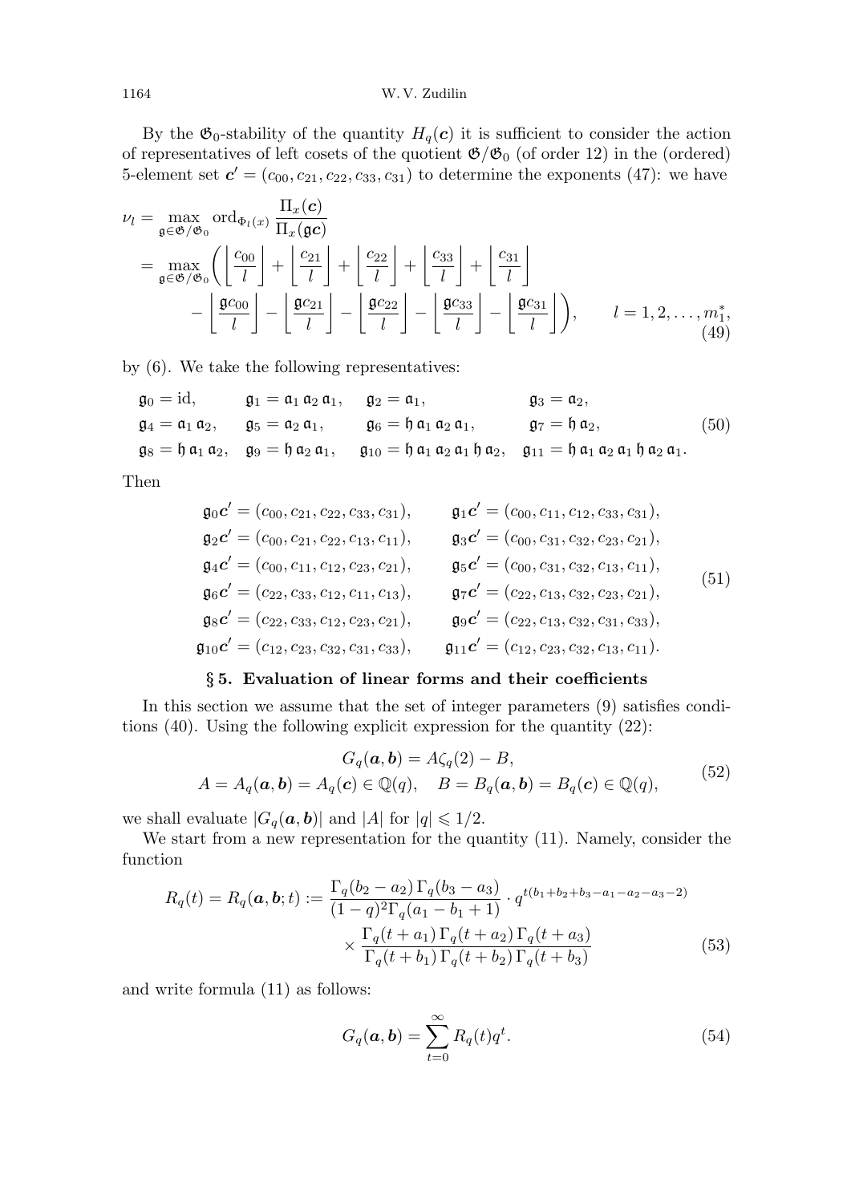By the $\mathfrak{G}_0$-stability of the quantity $H_q(\boldsymbol{c})$ it is sufficient to consider the action of representatives of left cosets of the quotient $\mathfrak{G}/\mathfrak{G}_0$ (of order 12) in the (ordered) 5-element set $\boldsymbol{c}' = (c_{00}, c_{21}, c_{22}, c_{33}, c_{31})$ to determine the exponents (47): we have

$$
\begin{aligned}
\nu_l &= \max_{\mathfrak{g}\in\mathfrak{G}/\mathfrak{G}_0} \operatorname{ord}_{\Phi_l(x)} \frac{\Pi_x(\boldsymbol{c})}{\Pi_x(\mathfrak{g}\boldsymbol{c})} \\
&= \max_{\mathfrak{g}\in\mathfrak{G}/\mathfrak{G}_0} \biggl( \left\lfloor \frac{c_{00}}{l} \right\rfloor + \left\lfloor \frac{c_{21}}{l} \right\rfloor + \left\lfloor \frac{c_{22}}{l} \right\rfloor + \left\lfloor \frac{c_{33}}{l} \right\rfloor + \left\lfloor \frac{c_{31}}{l} \right\rfloor \\
&\qquad - \left\lfloor \frac{\mathfrak{g}c_{00}}{l} \right\rfloor - \left\lfloor \frac{\mathfrak{g}c_{21}}{l} \right\rfloor - \left\lfloor \frac{\mathfrak{g}c_{22}}{l} \right\rfloor - \left\lfloor \frac{\mathfrak{g}c_{33}}{l} \right\rfloor - \left\lfloor \frac{\mathfrak{g}c_{31}}{l} \right\rfloor \biggr), \qquad l = 1, 2, \dots, m_1^*,
\end{aligned}
\tag{49}
$$

by (6). We take the following representatives:

$$
\begin{array}{llll}
\mathfrak{g}_0 = \mathrm{id}, & \mathfrak{g}_1 = \mathfrak{a}_1\,\mathfrak{a}_2\,\mathfrak{a}_1, & \mathfrak{g}_2 = \mathfrak{a}_1, & \mathfrak{g}_3 = \mathfrak{a}_2, \\
\mathfrak{g}_4 = \mathfrak{a}_1\,\mathfrak{a}_2, & \mathfrak{g}_5 = \mathfrak{a}_2\,\mathfrak{a}_1, & \mathfrak{g}_6 = \mathfrak{h}\,\mathfrak{a}_1\,\mathfrak{a}_2\,\mathfrak{a}_1, & \mathfrak{g}_7 = \mathfrak{h}\,\mathfrak{a}_2, \\
\mathfrak{g}_8 = \mathfrak{h}\,\mathfrak{a}_1\,\mathfrak{a}_2, & \mathfrak{g}_9 = \mathfrak{h}\,\mathfrak{a}_2\,\mathfrak{a}_1, & \mathfrak{g}_{10} = \mathfrak{h}\,\mathfrak{a}_1\,\mathfrak{a}_2\,\mathfrak{a}_1\,\mathfrak{h}\,\mathfrak{a}_2, & \mathfrak{g}_{11} = \mathfrak{h}\,\mathfrak{a}_1\,\mathfrak{a}_2\,\mathfrak{a}_1\,\mathfrak{h}\,\mathfrak{a}_2\,\mathfrak{a}_1.
\end{array}
\tag{50}
$$

Then

$$
\begin{array}{ll}
\mathfrak{g}_0\boldsymbol{c}' = (c_{00}, c_{21}, c_{22}, c_{33}, c_{31}), & \mathfrak{g}_1\boldsymbol{c}' = (c_{00}, c_{11}, c_{12}, c_{33}, c_{31}), \\
\mathfrak{g}_2\boldsymbol{c}' = (c_{00}, c_{21}, c_{22}, c_{13}, c_{11}), & \mathfrak{g}_3\boldsymbol{c}' = (c_{00}, c_{31}, c_{32}, c_{23}, c_{21}), \\
\mathfrak{g}_4\boldsymbol{c}' = (c_{00}, c_{11}, c_{12}, c_{23}, c_{21}), & \mathfrak{g}_5\boldsymbol{c}' = (c_{00}, c_{31}, c_{32}, c_{13}, c_{11}), \\
\mathfrak{g}_6\boldsymbol{c}' = (c_{22}, c_{33}, c_{12}, c_{11}, c_{13}), & \mathfrak{g}_7\boldsymbol{c}' = (c_{22}, c_{13}, c_{32}, c_{23}, c_{21}), \\
\mathfrak{g}_8\boldsymbol{c}' = (c_{22}, c_{33}, c_{12}, c_{23}, c_{21}), & \mathfrak{g}_9\boldsymbol{c}' = (c_{22}, c_{13}, c_{32}, c_{31}, c_{33}), \\
\mathfrak{g}_{10}\boldsymbol{c}' = (c_{12}, c_{23}, c_{32}, c_{31}, c_{33}), & \mathfrak{g}_{11}\boldsymbol{c}' = (c_{12}, c_{23}, c_{32}, c_{13}, c_{11}).
\end{array}
\tag{51}
$$

## § 5. Evaluation of linear forms and their coefficients

In this section we assume that the set of integer parameters (9) satisfies conditions (40). Using the following explicit expression for the quantity (22):

$$
\begin{gathered}
G_q(\boldsymbol{a}, \boldsymbol{b}) = A\zeta_q(2) - B, \\
A = A_q(\boldsymbol{a}, \boldsymbol{b}) = A_q(\boldsymbol{c}) \in \mathbb{Q}(q), \quad B = B_q(\boldsymbol{a}, \boldsymbol{b}) = B_q(\boldsymbol{c}) \in \mathbb{Q}(q),
\end{gathered}
\tag{52}
$$

we shall evaluate $|G_q(\boldsymbol{a}, \boldsymbol{b})|$ and $|A|$ for $|q| \leqslant 1/2$.

We start from a new representation for the quantity (11). Namely, consider the function

$$
\begin{aligned}
R_q(t) = R_q(\boldsymbol{a}, \boldsymbol{b}; t) := \frac{\Gamma_q(b_2 - a_2)\,\Gamma_q(b_3 - a_3)}{(1-q)^2\Gamma_q(a_1 - b_1 + 1)} \cdot q^{t(b_1 + b_2 + b_3 - a_1 - a_2 - a_3 - 2)} \\
\times \frac{\Gamma_q(t + a_1)\,\Gamma_q(t + a_2)\,\Gamma_q(t + a_3)}{\Gamma_q(t + b_1)\,\Gamma_q(t + b_2)\,\Gamma_q(t + b_3)}
\end{aligned}
\tag{53}
$$

and write formula (11) as follows:

$$
G_q(\boldsymbol{a}, \boldsymbol{b}) = \sum_{t=0}^{\infty} R_q(t) q^t.
\tag{54}
$$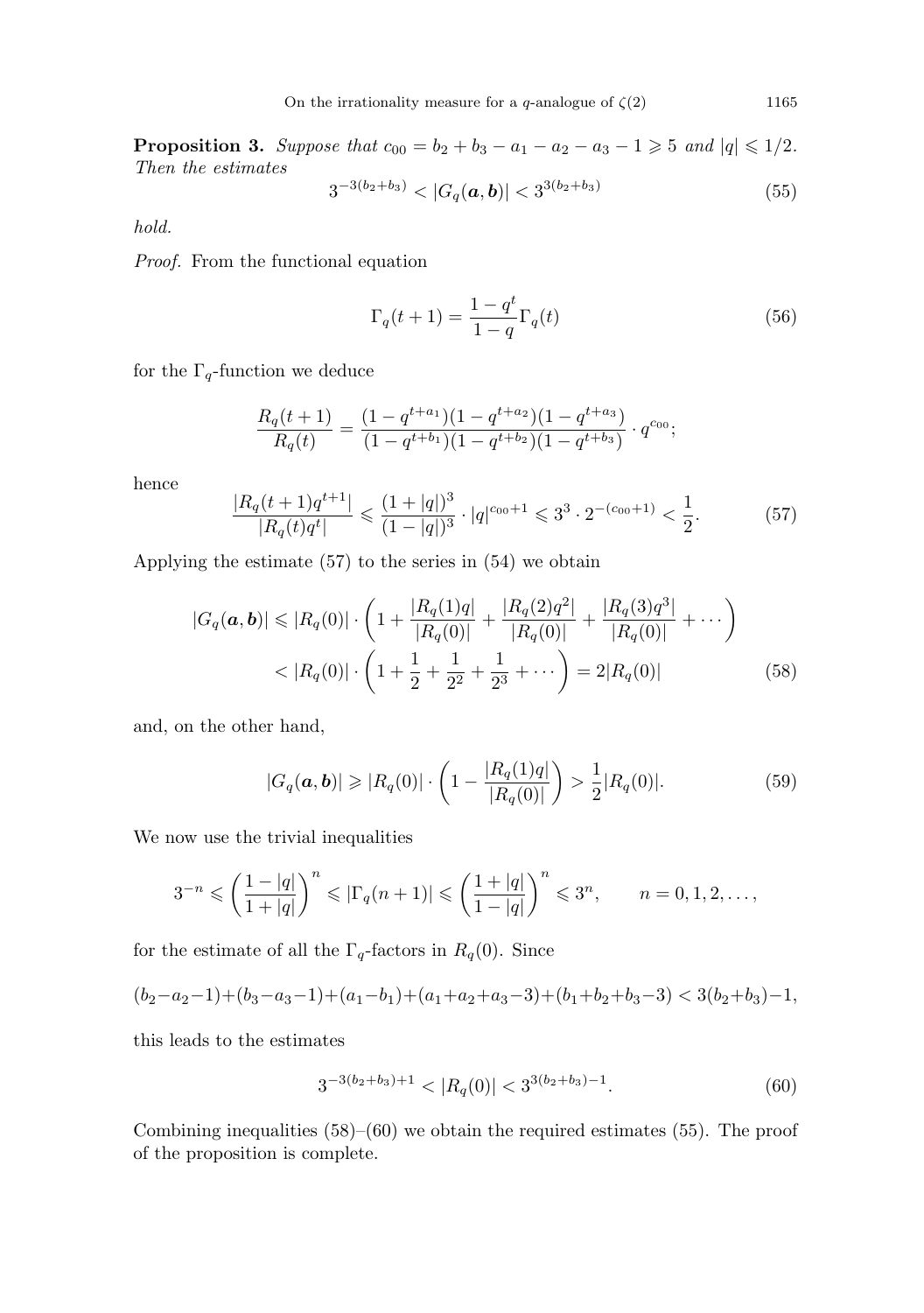**Proposition 3.** *Suppose that* $c_{00} = b_2 + b_3 - a_1 - a_2 - a_3 - 1 \geqslant 5$ *and* $|q| \leqslant 1/2$. *Then the estimates*

$$3^{-3(b_2+b_3)} < |G_q(\boldsymbol{a}, \boldsymbol{b})| < 3^{3(b_2+b_3)} \tag{55}$$

*hold.*

*Proof.* From the functional equation

$$\Gamma_q(t+1) = \frac{1-q^t}{1-q}\Gamma_q(t) \tag{56}$$

for the $\Gamma_q$-function we deduce

$$\frac{R_q(t+1)}{R_q(t)} = \frac{(1-q^{t+a_1})(1-q^{t+a_2})(1-q^{t+a_3})}{(1-q^{t+b_1})(1-q^{t+b_2})(1-q^{t+b_3})} \cdot q^{c_{00}};$$

hence

$$\frac{|R_q(t+1)q^{t+1}|}{|R_q(t)q^t|} \leqslant \frac{(1+|q|)^3}{(1-|q|)^3} \cdot |q|^{c_{00}+1} \leqslant 3^3 \cdot 2^{-(c_{00}+1)} < \frac{1}{2}. \tag{57}$$

Applying the estimate (57) to the series in (54) we obtain

$$\begin{aligned} |G_q(\boldsymbol{a}, \boldsymbol{b})| &\leqslant |R_q(0)| \cdot \left(1 + \frac{|R_q(1)q|}{|R_q(0)|} + \frac{|R_q(2)q^2|}{|R_q(0)|} + \frac{|R_q(3)q^3|}{|R_q(0)|} + \cdots\right) \\ &< |R_q(0)| \cdot \left(1 + \frac{1}{2} + \frac{1}{2^2} + \frac{1}{2^3} + \cdots\right) = 2|R_q(0)| \end{aligned} \tag{58}$$

and, on the other hand,

$$|G_q(\boldsymbol{a}, \boldsymbol{b})| \geqslant |R_q(0)| \cdot \left(1 - \frac{|R_q(1)q|}{|R_q(0)|}\right) > \frac{1}{2}|R_q(0)|. \tag{59}$$

We now use the trivial inequalities

$$3^{-n} \leqslant \left(\frac{1-|q|}{1+|q|}\right)^n \leqslant |\Gamma_q(n+1)| \leqslant \left(\frac{1+|q|}{1-|q|}\right)^n \leqslant 3^n, \qquad n = 0, 1, 2, \ldots,$$

for the estimate of all the $\Gamma_q$-factors in $R_q(0)$. Since

$$(b_2-a_2-1)+(b_3-a_3-1)+(a_1-b_1)+(a_1+a_2+a_3-3)+(b_1+b_2+b_3-3) < 3(b_2+b_3)-1,$$

this leads to the estimates

$$3^{-3(b_2+b_3)+1} < |R_q(0)| < 3^{3(b_2+b_3)-1}. \tag{60}$$

Combining inequalities (58)–(60) we obtain the required estimates (55). The proof of the proposition is complete.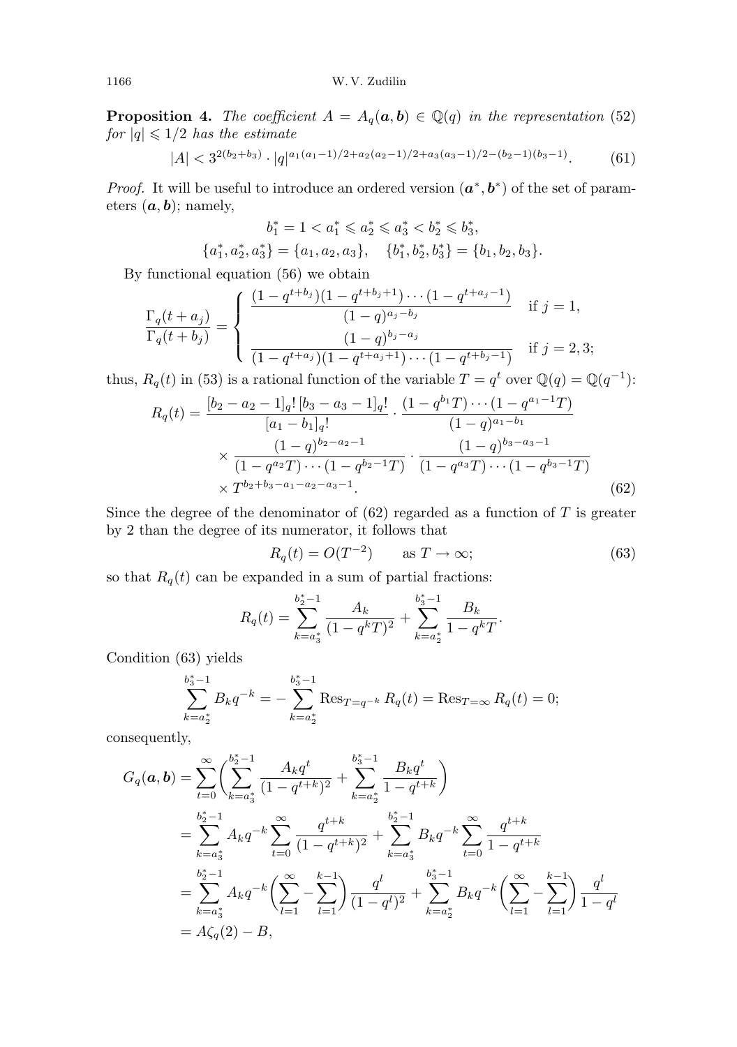**Proposition 4.** *The coefficient $A = A_q(\boldsymbol{a}, \boldsymbol{b}) \in \mathbb{Q}(q)$ in the representation* (52) *for $|q| \leqslant 1/2$ has the estimate*

$$|A| < 3^{2(b_2+b_3)} \cdot |q|^{a_1(a_1-1)/2+a_2(a_2-1)/2+a_3(a_3-1)/2-(b_2-1)(b_3-1)}. \tag{61}$$

*Proof.* It will be useful to introduce an ordered version $(\boldsymbol{a}^*, \boldsymbol{b}^*)$ of the set of parameters $(\boldsymbol{a}, \boldsymbol{b})$; namely,

$$b_1^* = 1 < a_1^* \leqslant a_2^* \leqslant a_3^* < b_2^* \leqslant b_3^*,$$

$$\{a_1^*, a_2^*, a_3^*\} = \{a_1, a_2, a_3\}, \quad \{b_1^*, b_2^*, b_3^*\} = \{b_1, b_2, b_3\}.$$

By functional equation (56) we obtain

$$\frac{\Gamma_q(t+a_j)}{\Gamma_q(t+b_j)} = \begin{cases} \dfrac{(1-q^{t+b_j})(1-q^{t+b_j+1})\cdots(1-q^{t+a_j-1})}{(1-q)^{a_j-b_j}} & \text{if } j=1, \\[2ex] \dfrac{(1-q)^{b_j-a_j}}{(1-q^{t+a_j})(1-q^{t+a_j+1})\cdots(1-q^{t+b_j-1})} & \text{if } j=2,3; \end{cases}$$

thus, $R_q(t)$ in (53) is a rational function of the variable $T = q^t$ over $\mathbb{Q}(q) = \mathbb{Q}(q^{-1})$:

$$\begin{aligned} R_q(t) = {} & \frac{[b_2-a_2-1]_q!\,[b_3-a_3-1]_q!}{[a_1-b_1]_q!} \cdot \frac{(1-q^{b_1}T)\cdots(1-q^{a_1-1}T)}{(1-q)^{a_1-b_1}} \\ & \times \frac{(1-q)^{b_2-a_2-1}}{(1-q^{a_2}T)\cdots(1-q^{b_2-1}T)} \cdot \frac{(1-q)^{b_3-a_3-1}}{(1-q^{a_3}T)\cdots(1-q^{b_3-1}T)} \\ & \times T^{b_2+b_3-a_1-a_2-a_3-1}. \end{aligned} \tag{62}$$

Since the degree of the denominator of (62) regarded as a function of $T$ is greater by 2 than the degree of its numerator, it follows that

$$R_q(t) = O(T^{-2}) \qquad \text{as } T \to \infty; \tag{63}$$

so that $R_q(t)$ can be expanded in a sum of partial fractions:

$$R_q(t) = \sum_{k=a_3^*}^{b_2^*-1} \frac{A_k}{(1-q^kT)^2} + \sum_{k=a_2^*}^{b_3^*-1} \frac{B_k}{1-q^kT}.$$

Condition (63) yields

$$\sum_{k=a_2^*}^{b_3^*-1} B_k q^{-k} = -\sum_{k=a_2^*}^{b_3^*-1} \operatorname{Res}_{T=q^{-k}} R_q(t) = \operatorname{Res}_{T=\infty} R_q(t) = 0;$$

consequently,

$$\begin{aligned} G_q(\boldsymbol{a}, \boldsymbol{b}) &= \sum_{t=0}^{\infty} \Biggl( \sum_{k=a_3^*}^{b_2^*-1} \frac{A_k q^t}{(1-q^{t+k})^2} + \sum_{k=a_2^*}^{b_3^*-1} \frac{B_k q^t}{1-q^{t+k}} \Biggr) \\ &= \sum_{k=a_3^*}^{b_2^*-1} A_k q^{-k} \sum_{t=0}^{\infty} \frac{q^{t+k}}{(1-q^{t+k})^2} + \sum_{k=a_3^*}^{b_2^*-1} B_k q^{-k} \sum_{t=0}^{\infty} \frac{q^{t+k}}{1-q^{t+k}} \\ &= \sum_{k=a_3^*}^{b_2^*-1} A_k q^{-k} \Biggl( \sum_{l=1}^{\infty} - \sum_{l=1}^{k-1} \Biggr) \frac{q^l}{(1-q^l)^2} + \sum_{k=a_2^*}^{b_3^*-1} B_k q^{-k} \Biggl( \sum_{l=1}^{\infty} - \sum_{l=1}^{k-1} \Biggr) \frac{q^l}{1-q^l} \\ &= A\zeta_q(2) - B, \end{aligned}$$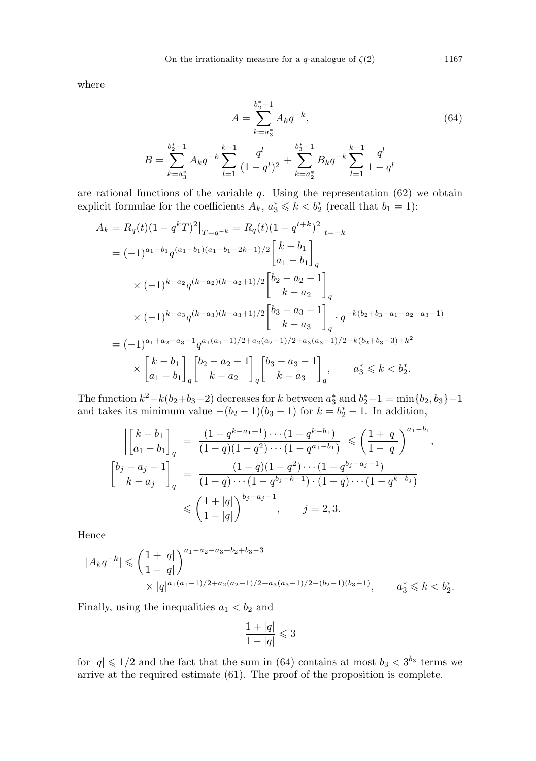where

$$A = \sum_{k=a_3^*}^{b_2^*-1} A_k q^{-k}, \tag{64}$$

$$B = \sum_{k=a_3^*}^{b_2^*-1} A_k q^{-k} \sum_{l=1}^{k-1} \frac{q^l}{(1-q^l)^2} + \sum_{k=a_2^*}^{b_3^*-1} B_k q^{-k} \sum_{l=1}^{k-1} \frac{q^l}{1-q^l}$$

are rational functions of the variable $q$. Using the representation (62) we obtain explicit formulae for the coefficients $A_k$, $a_3^* \leqslant k < b_2^*$ (recall that $b_1 = 1$):

$$\begin{aligned}
A_k &= R_q(t)(1-q^k T)^2\big|_{T=q^{-k}} = R_q(t)(1-q^{t+k})^2\big|_{t=-k} \\
&= (-1)^{a_1-b_1} q^{(a_1-b_1)(a_1+b_1-2k-1)/2} \begin{bmatrix} k-b_1 \\ a_1-b_1 \end{bmatrix}_q \\
&\quad \times (-1)^{k-a_2} q^{(k-a_2)(k-a_2+1)/2} \begin{bmatrix} b_2-a_2-1 \\ k-a_2 \end{bmatrix}_q \\
&\quad \times (-1)^{k-a_3} q^{(k-a_3)(k-a_3+1)/2} \begin{bmatrix} b_3-a_3-1 \\ k-a_3 \end{bmatrix}_q \cdot q^{-k(b_2+b_3-a_1-a_2-a_3-1)} \\
&= (-1)^{a_1+a_2+a_3-1} q^{a_1(a_1-1)/2+a_2(a_2-1)/2+a_3(a_3-1)/2-k(b_2+b_3-3)+k^2} \\
&\quad \times \begin{bmatrix} k-b_1 \\ a_1-b_1 \end{bmatrix}_q \begin{bmatrix} b_2-a_2-1 \\ k-a_2 \end{bmatrix}_q \begin{bmatrix} b_3-a_3-1 \\ k-a_3 \end{bmatrix}_q, \qquad a_3^* \leqslant k < b_2^*.
\end{aligned}$$

The function $k^2-k(b_2+b_3-2)$ decreases for $k$ between $a_3^*$ and $b_2^*-1 = \min\{b_2, b_3\}-1$ and takes its minimum value $-(b_2-1)(b_3-1)$ for $k = b_2^*-1$. In addition,

$$\left| \begin{bmatrix} k-b_1 \\ a_1-b_1 \end{bmatrix}_q \right| = \left| \frac{(1-q^{k-a_1+1})\cdots(1-q^{k-b_1})}{(1-q)(1-q^2)\cdots(1-q^{a_1-b_1})} \right| \leqslant \left( \frac{1+|q|}{1-|q|} \right)^{a_1-b_1},$$

$$\begin{aligned}
\left| \begin{bmatrix} b_j-a_j-1 \\ k-a_j \end{bmatrix}_q \right| &= \left| \frac{(1-q)(1-q^2)\cdots(1-q^{b_j-a_j-1})}{(1-q)\cdots(1-q^{b_j-k-1})\cdot(1-q)\cdots(1-q^{k-b_j})} \right| \\
&\leqslant \left( \frac{1+|q|}{1-|q|} \right)^{b_j-a_j-1}, \qquad j = 2, 3.
\end{aligned}$$

Hence

$$\begin{aligned}
|A_k q^{-k}| &\leqslant \left( \frac{1+|q|}{1-|q|} \right)^{a_1-a_2-a_3+b_2+b_3-3} \\
&\quad \times |q|^{a_1(a_1-1)/2+a_2(a_2-1)/2+a_3(a_3-1)/2-(b_2-1)(b_3-1)}, \qquad a_3^* \leqslant k < b_2^*.
\end{aligned}$$

Finally, using the inequalities $a_1 < b_2$ and

$$\frac{1+|q|}{1-|q|} \leqslant 3$$

for $|q| \leqslant 1/2$ and the fact that the sum in (64) contains at most $b_3 < 3^{b_3}$ terms we arrive at the required estimate (61). The proof of the proposition is complete.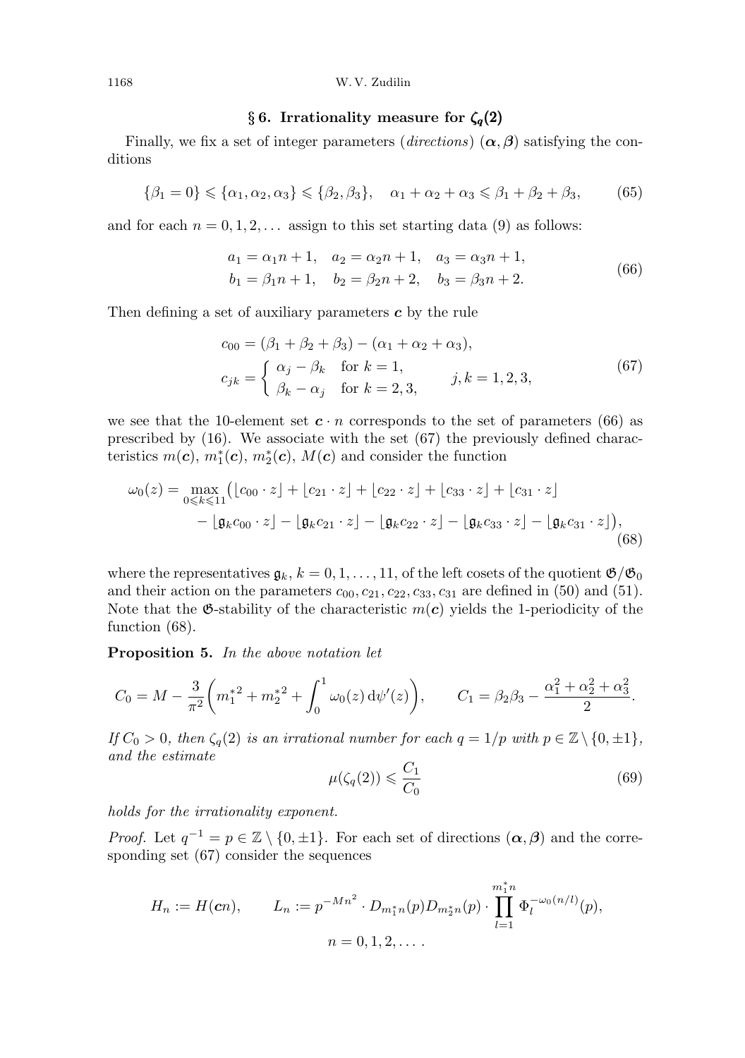## § 6. Irrationality measure for $\zeta_q(2)$

Finally, we fix a set of integer parameters (*directions*) $(\boldsymbol{\alpha}, \boldsymbol{\beta})$ satisfying the conditions

$$\{\beta_1 = 0\} \leqslant \{\alpha_1, \alpha_2, \alpha_3\} \leqslant \{\beta_2, \beta_3\}, \quad \alpha_1 + \alpha_2 + \alpha_3 \leqslant \beta_1 + \beta_2 + \beta_3, \tag{65}$$

and for each $n = 0, 1, 2, \dots$ assign to this set starting data (9) as follows:

$$\begin{aligned} a_1 &= \alpha_1 n + 1, \quad a_2 = \alpha_2 n + 1, \quad a_3 = \alpha_3 n + 1, \\ b_1 &= \beta_1 n + 1, \quad b_2 = \beta_2 n + 2, \quad b_3 = \beta_3 n + 2. \end{aligned} \tag{66}$$

Then defining a set of auxiliary parameters $\boldsymbol{c}$ by the rule

$$\begin{aligned} c_{00} &= (\beta_1 + \beta_2 + \beta_3) - (\alpha_1 + \alpha_2 + \alpha_3), \\ c_{jk} &= \begin{cases} \alpha_j - \beta_k & \text{for } k = 1, \\ \beta_k - \alpha_j & \text{for } k = 2, 3, \end{cases} \qquad j, k = 1, 2, 3, \end{aligned} \tag{67}$$

we see that the 10-element set $\boldsymbol{c} \cdot n$ corresponds to the set of parameters (66) as prescribed by (16). We associate with the set (67) the previously defined characteristics $m(\boldsymbol{c})$, $m_1^*(\boldsymbol{c})$, $m_2^*(\boldsymbol{c})$, $M(\boldsymbol{c})$ and consider the function

$$\begin{aligned} \omega_0(z) = \max_{0 \leqslant k \leqslant 11} \bigl( &\lfloor c_{00} \cdot z \rfloor + \lfloor c_{21} \cdot z \rfloor + \lfloor c_{22} \cdot z \rfloor + \lfloor c_{33} \cdot z \rfloor + \lfloor c_{31} \cdot z \rfloor \\ &- \lfloor \mathfrak{g}_k c_{00} \cdot z \rfloor - \lfloor \mathfrak{g}_k c_{21} \cdot z \rfloor - \lfloor \mathfrak{g}_k c_{22} \cdot z \rfloor - \lfloor \mathfrak{g}_k c_{33} \cdot z \rfloor - \lfloor \mathfrak{g}_k c_{31} \cdot z \rfloor \bigr), \end{aligned} \tag{68}$$

where the representatives $\mathfrak{g}_k$, $k = 0, 1, \dots, 11$, of the left cosets of the quotient $\mathfrak{G}/\mathfrak{G}_0$ and their action on the parameters $c_{00}, c_{21}, c_{22}, c_{33}, c_{31}$ are defined in (50) and (51). Note that the $\mathfrak{G}$-stability of the characteristic $m(\boldsymbol{c})$ yields the 1-periodicity of the function (68).

**Proposition 5.** *In the above notation let*

$$C_0 = M - \frac{3}{\pi^2} \left( {m_1^*}^2 + {m_2^*}^2 + \int_0^1 \omega_0(z) \, \mathrm{d}\psi'(z) \right), \qquad C_1 = \beta_2 \beta_3 - \frac{\alpha_1^2 + \alpha_2^2 + \alpha_3^2}{2}.$$

*If $C_0 > 0$, then $\zeta_q(2)$ is an irrational number for each $q = 1/p$ with $p \in \mathbb{Z} \setminus \{0, \pm 1\}$, and the estimate*

$$\mu(\zeta_q(2)) \leqslant \frac{C_1}{C_0} \tag{69}$$

*holds for the irrationality exponent.*

*Proof.* Let $q^{-1} = p \in \mathbb{Z} \setminus \{0, \pm 1\}$. For each set of directions $(\boldsymbol{\alpha}, \boldsymbol{\beta})$ and the corresponding set (67) consider the sequences

$$H_n := H(\boldsymbol{c}n), \qquad L_n := p^{-Mn^2} \cdot D_{m_1^* n}(p) D_{m_2^* n}(p) \cdot \prod_{l=1}^{m_1^* n} \Phi_l^{-\omega_0(n/l)}(p),$$
$$n = 0, 1, 2, \dots .$$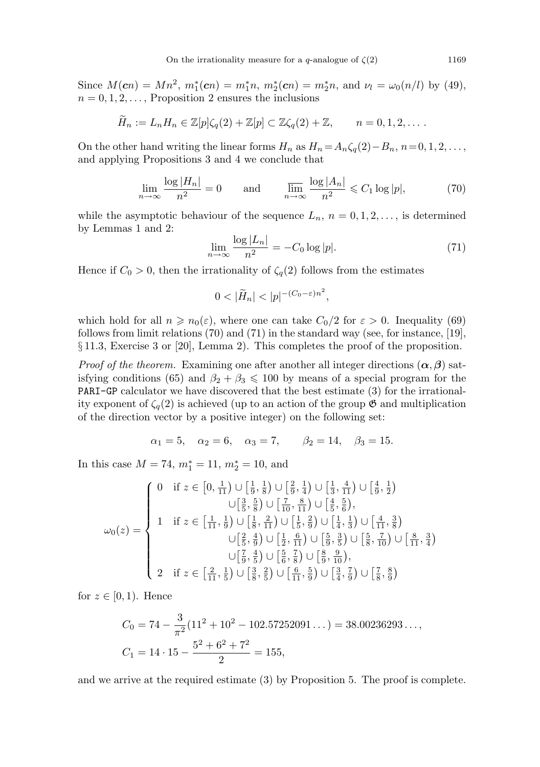Since $M(\boldsymbol{c}n) = Mn^2$, $m_1^*(\boldsymbol{c}n) = m_1^* n$, $m_2^*(\boldsymbol{c}n) = m_2^* n$, and $\nu_l = \omega_0(n/l)$ by (49), $n = 0, 1, 2, \dots$, Proposition 2 ensures the inclusions

$$\widetilde{H}_n := L_n H_n \in \mathbb{Z}[p]\zeta_q(2) + \mathbb{Z}[p] \subset \mathbb{Z}\zeta_q(2) + \mathbb{Z}, \qquad n = 0, 1, 2, \dots .$$

On the other hand writing the linear forms $H_n$ as $H_n = A_n \zeta_q(2) - B_n$, $n = 0, 1, 2, \dots$, and applying Propositions 3 and 4 we conclude that

$$\lim_{n\to\infty} \frac{\log|H_n|}{n^2} = 0 \qquad \text{and} \qquad \varlimsup_{n\to\infty} \frac{\log|A_n|}{n^2} \leqslant C_1 \log|p|, \tag{70}$$

while the asymptotic behaviour of the sequence $L_n$, $n = 0, 1, 2, \dots$, is determined by Lemmas 1 and 2:

$$\lim_{n\to\infty} \frac{\log|L_n|}{n^2} = -C_0 \log|p|. \tag{71}$$

Hence if $C_0 > 0$, then the irrationality of $\zeta_q(2)$ follows from the estimates

$$0 < |\widetilde{H}_n| < |p|^{-(C_0 - \varepsilon)n^2},$$

which hold for all $n \geqslant n_0(\varepsilon)$, where one can take $C_0/2$ for $\varepsilon > 0$. Inequality (69) follows from limit relations (70) and (71) in the standard way (see, for instance, [19], § 11.3, Exercise 3 or [20], Lemma 2). This completes the proof of the proposition.

*Proof of the theorem.* Examining one after another all integer directions $(\boldsymbol{\alpha}, \boldsymbol{\beta})$ satisfying conditions (65) and $\beta_2 + \beta_3 \leqslant 100$ by means of a special program for the `PARI-GP` calculator we have discovered that the best estimate (3) for the irrationality exponent of $\zeta_q(2)$ is achieved (up to an action of the group $\mathfrak{G}$ and multiplication of the direction vector by a positive integer) on the following set:

$$\alpha_1 = 5, \quad \alpha_2 = 6, \quad \alpha_3 = 7, \qquad \beta_2 = 14, \quad \beta_3 = 15.$$

In this case $M = 74$, $m_1^* = 11$, $m_2^* = 10$, and

$$\omega_0(z) = \begin{cases} 0 & \text{if } z \in \left[0, \frac{1}{11}\right) \cup \left[\frac{1}{9}, \frac{1}{8}\right) \cup \left[\frac{2}{9}, \frac{1}{4}\right) \cup \left[\frac{1}{3}, \frac{4}{11}\right) \cup \left[\frac{4}{9}, \frac{1}{2}\right) \\ & \qquad \cup \left[\frac{3}{5}, \frac{5}{8}\right) \cup \left[\frac{7}{10}, \frac{8}{11}\right) \cup \left[\frac{4}{5}, \frac{5}{6}\right), \\ 1 & \text{if } z \in \left[\frac{1}{11}, \frac{1}{9}\right) \cup \left[\frac{1}{8}, \frac{2}{11}\right) \cup \left[\frac{1}{5}, \frac{2}{9}\right) \cup \left[\frac{1}{4}, \frac{1}{3}\right) \cup \left[\frac{4}{11}, \frac{3}{8}\right) \\ & \qquad \cup \left[\frac{2}{5}, \frac{4}{9}\right) \cup \left[\frac{1}{2}, \frac{6}{11}\right) \cup \left[\frac{5}{9}, \frac{3}{5}\right) \cup \left[\frac{5}{8}, \frac{7}{10}\right) \cup \left[\frac{8}{11}, \frac{3}{4}\right) \\ & \qquad \cup \left[\frac{7}{9}, \frac{4}{5}\right) \cup \left[\frac{5}{6}, \frac{7}{8}\right) \cup \left[\frac{8}{9}, \frac{9}{10}\right), \\ 2 & \text{if } z \in \left[\frac{2}{11}, \frac{1}{5}\right) \cup \left[\frac{3}{8}, \frac{2}{5}\right) \cup \left[\frac{6}{11}, \frac{5}{9}\right) \cup \left[\frac{3}{4}, \frac{7}{9}\right) \cup \left[\frac{7}{8}, \frac{8}{9}\right) \end{cases}$$

for $z \in [0, 1)$. Hence

$$C_0 = 74 - \frac{3}{\pi^2}(11^2 + 10^2 - 102.57252091\dots) = 38.00236293\dots,$$

$$C_1 = 14 \cdot 15 - \frac{5^2 + 6^2 + 7^2}{2} = 155,$$

and we arrive at the required estimate (3) by Proposition 5. The proof is complete.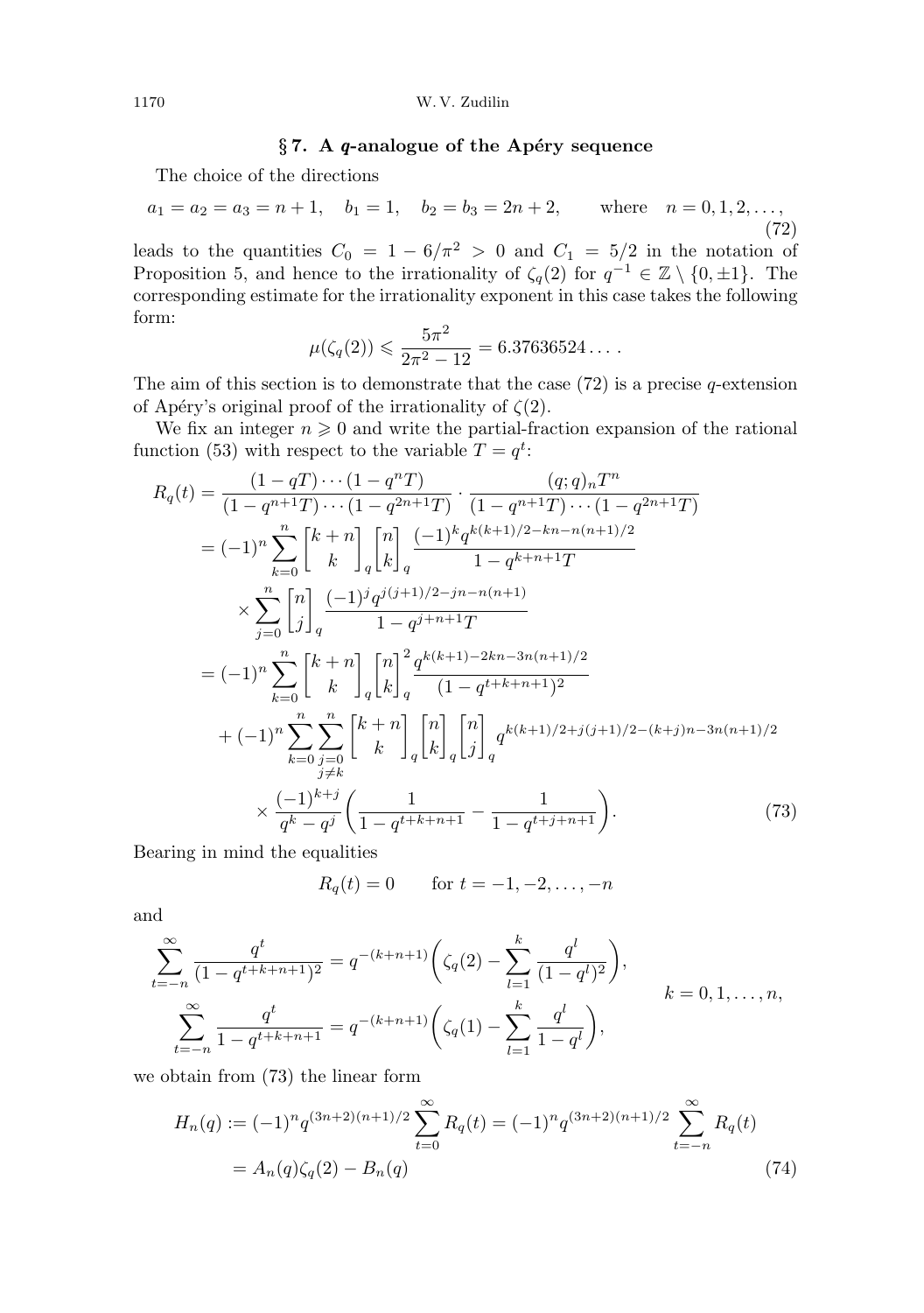## § 7. A $q$-analogue of the Apéry sequence

The choice of the directions

$$a_1 = a_2 = a_3 = n+1, \quad b_1 = 1, \quad b_2 = b_3 = 2n+2, \qquad \text{where} \quad n = 0, 1, 2, \dots, \tag{72}$$

leads to the quantities $C_0 = 1 - 6/\pi^2 > 0$ and $C_1 = 5/2$ in the notation of Proposition 5, and hence to the irrationality of $\zeta_q(2)$ for $q^{-1} \in \mathbb{Z} \setminus \{0, \pm 1\}$. The corresponding estimate for the irrationality exponent in this case takes the following form:

$$\mu(\zeta_q(2)) \leqslant \frac{5\pi^2}{2\pi^2 - 12} = 6.37636524\dots.$$

The aim of this section is to demonstrate that the case (72) is a precise $q$-extension of Apéry's original proof of the irrationality of $\zeta(2)$.

We fix an integer $n \geqslant 0$ and write the partial-fraction expansion of the rational function (53) with respect to the variable $T = q^t$:

$$\begin{aligned}
R_q(t) &= \frac{(1-qT)\cdots(1-q^nT)}{(1-q^{n+1}T)\cdots(1-q^{2n+1}T)} \cdot \frac{(q;q)_n T^n}{(1-q^{n+1}T)\cdots(1-q^{2n+1}T)} \\
&= (-1)^n \sum_{k=0}^n \begin{bmatrix} k+n \\ k \end{bmatrix}_q \begin{bmatrix} n \\ k \end{bmatrix}_q \frac{(-1)^k q^{k(k+1)/2 - kn - n(n+1)/2}}{1 - q^{k+n+1}T} \\
&\quad \times \sum_{j=0}^n \begin{bmatrix} n \\ j \end{bmatrix}_q \frac{(-1)^j q^{j(j+1)/2 - jn - n(n+1)}}{1 - q^{j+n+1}T} \\
&= (-1)^n \sum_{k=0}^n \begin{bmatrix} k+n \\ k \end{bmatrix}_q \begin{bmatrix} n \\ k \end{bmatrix}_q^2 \frac{q^{k(k+1) - 2kn - 3n(n+1)/2}}{(1 - q^{t+k+n+1})^2} \\
&\quad + (-1)^n \sum_{k=0}^n \sum_{\substack{j=0 \\ j \neq k}}^n \begin{bmatrix} k+n \\ k \end{bmatrix}_q \begin{bmatrix} n \\ k \end{bmatrix}_q \begin{bmatrix} n \\ j \end{bmatrix}_q q^{k(k+1)/2 + j(j+1)/2 - (k+j)n - 3n(n+1)/2} \\
&\quad \times \frac{(-1)^{k+j}}{q^k - q^j} \biggl( \frac{1}{1 - q^{t+k+n+1}} - \frac{1}{1 - q^{t+j+n+1}} \biggr).
\end{aligned} \tag{73}$$

Bearing in mind the equalities

$$R_q(t) = 0 \qquad \text{for } t = -1, -2, \dots, -n$$

and

$$\left.\begin{aligned}
\sum_{t=-n}^{\infty} \frac{q^t}{(1 - q^{t+k+n+1})^2} &= q^{-(k+n+1)} \biggl( \zeta_q(2) - \sum_{l=1}^k \frac{q^l}{(1-q^l)^2} \biggr), \\
\sum_{t=-n}^{\infty} \frac{q^t}{1 - q^{t+k+n+1}} &= q^{-(k+n+1)} \biggl( \zeta_q(1) - \sum_{l=1}^k \frac{q^l}{1-q^l} \biggr),
\end{aligned}\right. \qquad k = 0, 1, \dots, n,$$

we obtain from (73) the linear form

$$\begin{aligned}
H_n(q) &:= (-1)^n q^{(3n+2)(n+1)/2} \sum_{t=0}^{\infty} R_q(t) = (-1)^n q^{(3n+2)(n+1)/2} \sum_{t=-n}^{\infty} R_q(t) \\
&= A_n(q) \zeta_q(2) - B_n(q)
\end{aligned} \tag{74}$$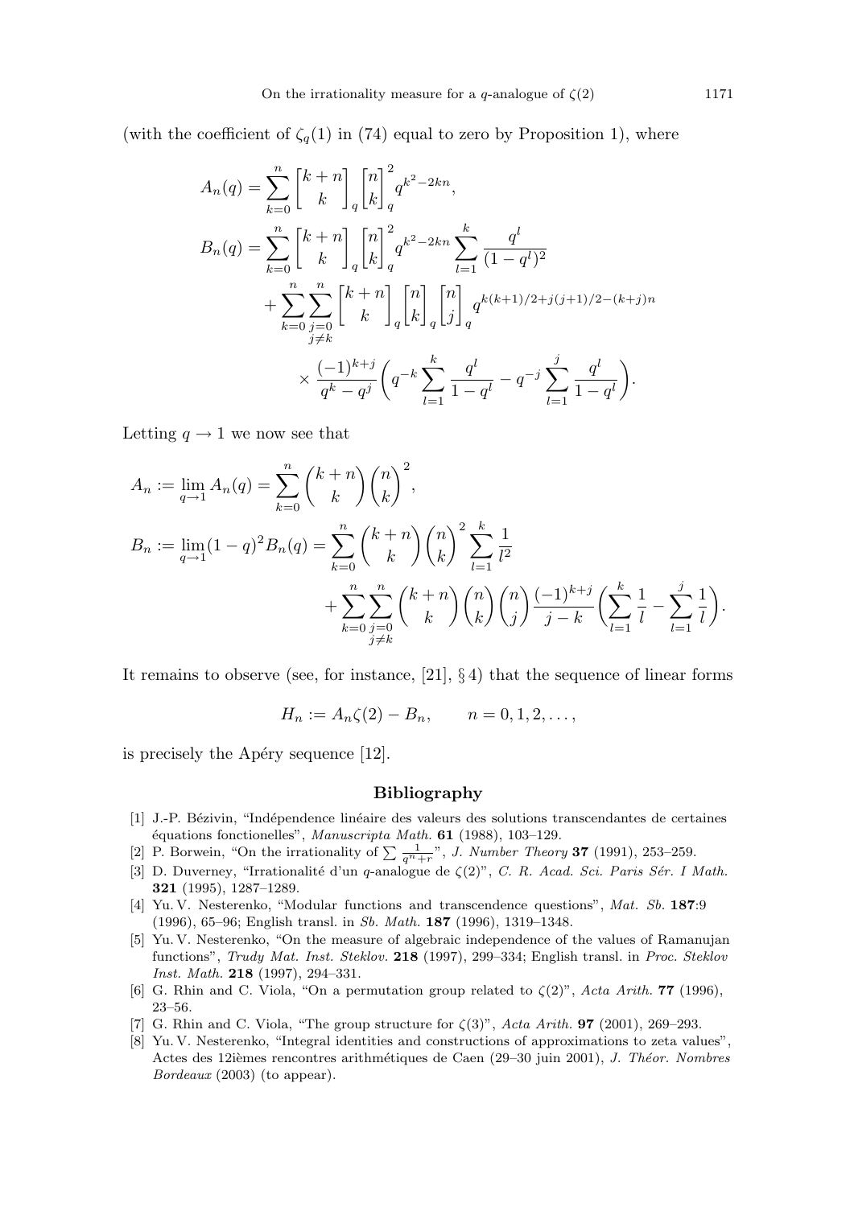(with the coefficient of $\zeta_q(1)$ in (74) equal to zero by Proposition 1), where

$$
\begin{aligned}
A_n(q) &= \sum_{k=0}^{n} \begin{bmatrix} k+n \\ k \end{bmatrix}_q \begin{bmatrix} n \\ k \end{bmatrix}_q^2 q^{k^2-2kn}, \\
B_n(q) &= \sum_{k=0}^{n} \begin{bmatrix} k+n \\ k \end{bmatrix}_q \begin{bmatrix} n \\ k \end{bmatrix}_q^2 q^{k^2-2kn} \sum_{l=1}^{k} \frac{q^l}{(1-q^l)^2} \\
&\quad + \sum_{k=0}^{n} \sum_{\substack{j=0 \\ j\neq k}}^{n} \begin{bmatrix} k+n \\ k \end{bmatrix}_q \begin{bmatrix} n \\ k \end{bmatrix}_q \begin{bmatrix} n \\ j \end{bmatrix}_q q^{k(k+1)/2+j(j+1)/2-(k+j)n} \\
&\qquad \times \frac{(-1)^{k+j}}{q^k-q^j} \biggl( q^{-k} \sum_{l=1}^{k} \frac{q^l}{1-q^l} - q^{-j} \sum_{l=1}^{j} \frac{q^l}{1-q^l} \biggr).
\end{aligned}
$$

Letting $q \to 1$ we now see that

$$
\begin{aligned}
A_n &:= \lim_{q\to 1} A_n(q) = \sum_{k=0}^{n} \binom{k+n}{k} \binom{n}{k}^2, \\
B_n &:= \lim_{q\to 1} (1-q)^2 B_n(q) = \sum_{k=0}^{n} \binom{k+n}{k} \binom{n}{k}^2 \sum_{l=1}^{k} \frac{1}{l^2} \\
&\qquad + \sum_{k=0}^{n} \sum_{\substack{j=0 \\ j\neq k}}^{n} \binom{k+n}{k} \binom{n}{k} \binom{n}{j} \frac{(-1)^{k+j}}{j-k} \biggl( \sum_{l=1}^{k} \frac{1}{l} - \sum_{l=1}^{j} \frac{1}{l} \biggr).
\end{aligned}
$$

It remains to observe (see, for instance, [21], § 4) that the sequence of linear forms

$$
H_n := A_n \zeta(2) - B_n, \qquad n = 0, 1, 2, \dots,
$$

is precisely the Apéry sequence [12].

## Bibliography

[1] J.-P. Bézivin, "Indépendence linéaire des valeurs des solutions transcendantes de certaines équations fonctionelles", *Manuscripta Math.* **61** (1988), 103–129.

[2] P. Borwein, "On the irrationality of $\sum \frac{1}{q^n+r}$", *J. Number Theory* **37** (1991), 253–259.

[3] D. Duverney, "Irrationalité d'un $q$-analogue de $\zeta(2)$", *C. R. Acad. Sci. Paris Sér. I Math.* **321** (1995), 1287–1289.

[4] Yu. V. Nesterenko, "Modular functions and transcendence questions", *Mat. Sb.* **187**:9 (1996), 65–96; English transl. in *Sb. Math.* **187** (1996), 1319–1348.

[5] Yu. V. Nesterenko, "On the measure of algebraic independence of the values of Ramanujan functions", *Trudy Mat. Inst. Steklov.* **218** (1997), 299–334; English transl. in *Proc. Steklov Inst. Math.* **218** (1997), 294–331.

[6] G. Rhin and C. Viola, "On a permutation group related to $\zeta(2)$", *Acta Arith.* **77** (1996), 23–56.

[7] G. Rhin and C. Viola, "The group structure for $\zeta(3)$", *Acta Arith.* **97** (2001), 269–293.

[8] Yu. V. Nesterenko, "Integral identities and constructions of approximations to zeta values", Actes des 12ièmes rencontres arithmétiques de Caen (29–30 juin 2001), *J. Théor. Nombres Bordeaux* (2003) (to appear).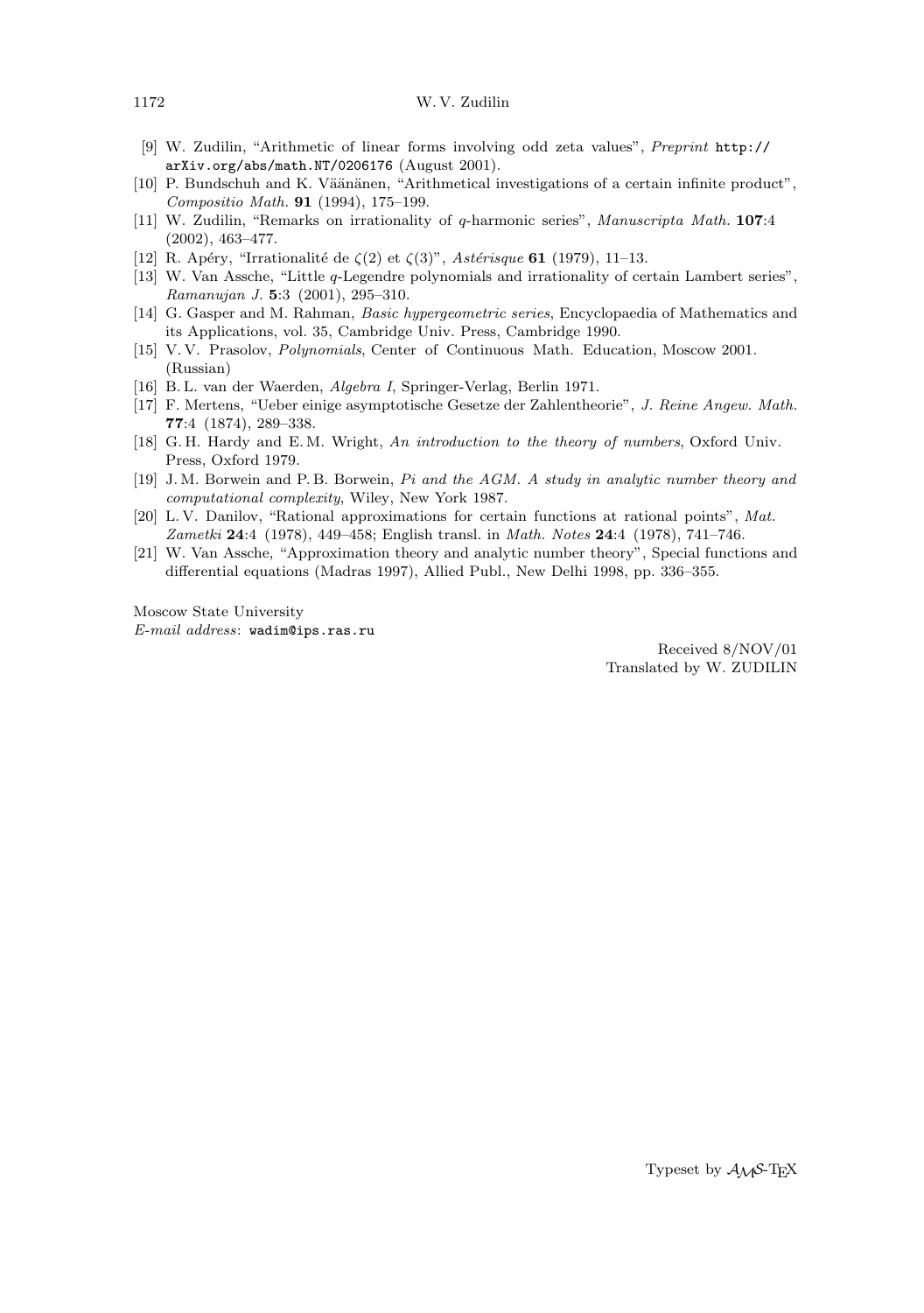[9] W. Zudilin, "Arithmetic of linear forms involving odd zeta values", *Preprint* http://arXiv.org/abs/math.NT/0206176 (August 2001).

[10] P. Bundschuh and K. Väänänen, "Arithmetical investigations of a certain infinite product", *Compositio Math.* **91** (1994), 175–199.

[11] W. Zudilin, "Remarks on irrationality of $q$-harmonic series", *Manuscripta Math.* **107**:4 (2002), 463–477.

[12] R. Apéry, "Irrationalité de $\zeta(2)$ et $\zeta(3)$", *Astérisque* **61** (1979), 11–13.

[13] W. Van Assche, "Little $q$-Legendre polynomials and irrationality of certain Lambert series", *Ramanujan J.* **5**:3 (2001), 295–310.

[14] G. Gasper and M. Rahman, *Basic hypergeometric series*, Encyclopaedia of Mathematics and its Applications, vol. 35, Cambridge Univ. Press, Cambridge 1990.

[15] V. V. Prasolov, *Polynomials*, Center of Continuous Math. Education, Moscow 2001. (Russian)

[16] B. L. van der Waerden, *Algebra I*, Springer-Verlag, Berlin 1971.

[17] F. Mertens, "Ueber einige asymptotische Gesetze der Zahlentheorie", *J. Reine Angew. Math.* **77**:4 (1874), 289–338.

[18] G. H. Hardy and E. M. Wright, *An introduction to the theory of numbers*, Oxford Univ. Press, Oxford 1979.

[19] J. M. Borwein and P. B. Borwein, *Pi and the AGM. A study in analytic number theory and computational complexity*, Wiley, New York 1987.

[20] L. V. Danilov, "Rational approximations for certain functions at rational points", *Mat. Zametki* **24**:4 (1978), 449–458; English transl. in *Math. Notes* **24**:4 (1978), 741–746.

[21] W. Van Assche, "Approximation theory and analytic number theory", Special functions and differential equations (Madras 1997), Allied Publ., New Delhi 1998, pp. 336–355.

Moscow State University
*E-mail address*: wadim@ips.ras.ru

Received 8/NOV/01
Translated by W. ZUDILIN

Typeset by $\mathcal{AMS}$-TEX